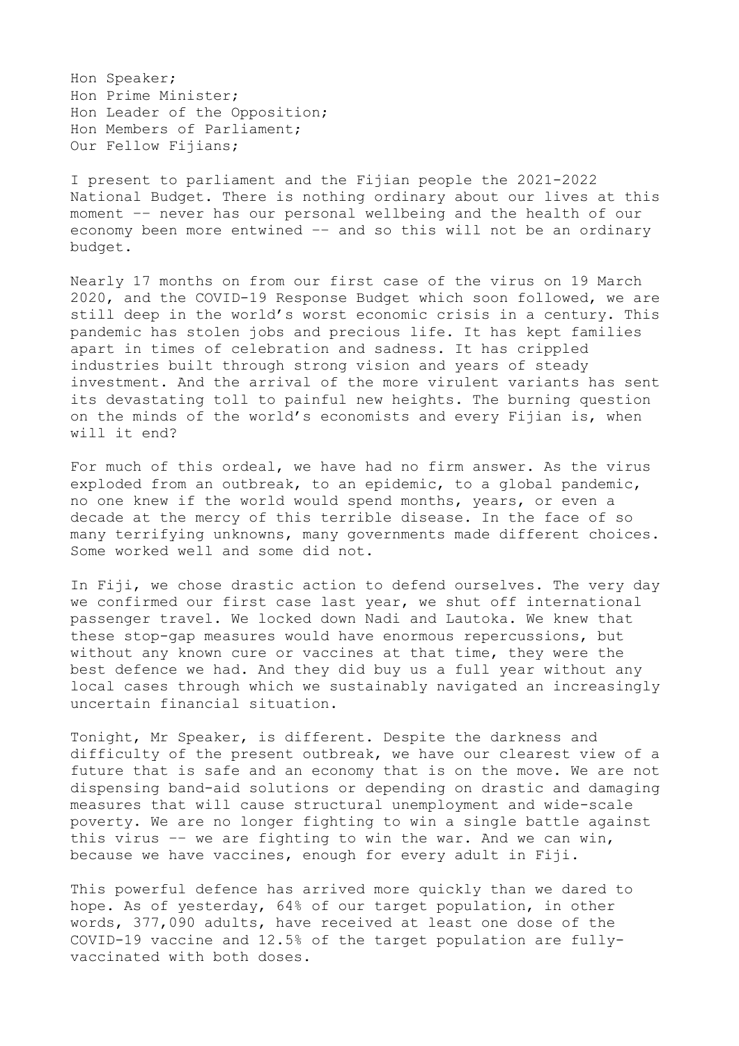Hon Speaker;
Hon Prime Minister;
Hon Leader of the Opposition;
Hon Members of Parliament;
Our Fellow Fijians;

I present to parliament and the Fijian people the 2021-2022 National Budget. There is nothing ordinary about our lives at this moment -- never has our personal wellbeing and the health of our economy been more entwined -- and so this will not be an ordinary budget.

Nearly 17 months on from our first case of the virus on 19 March 2020, and the COVID-19 Response Budget which soon followed, we are still deep in the world's worst economic crisis in a century. This pandemic has stolen jobs and precious life. It has kept families apart in times of celebration and sadness. It has crippled industries built through strong vision and years of steady investment. And the arrival of the more virulent variants has sent its devastating toll to painful new heights. The burning question on the minds of the world's economists and every Fijian is, when will it end?

For much of this ordeal, we have had no firm answer. As the virus exploded from an outbreak, to an epidemic, to a global pandemic, no one knew if the world would spend months, years, or even a decade at the mercy of this terrible disease. In the face of so many terrifying unknowns, many governments made different choices. Some worked well and some did not.

In Fiji, we chose drastic action to defend ourselves. The very day we confirmed our first case last year, we shut off international passenger travel. We locked down Nadi and Lautoka. We knew that these stop-gap measures would have enormous repercussions, but without any known cure or vaccines at that time, they were the best defence we had. And they did buy us a full year without any local cases through which we sustainably navigated an increasingly uncertain financial situation.

Tonight, Mr Speaker, is different. Despite the darkness and difficulty of the present outbreak, we have our clearest view of a future that is safe and an economy that is on the move. We are not dispensing band-aid solutions or depending on drastic and damaging measures that will cause structural unemployment and wide-scale poverty. We are no longer fighting to win a single battle against this virus -- we are fighting to win the war. And we can win, because we have vaccines, enough for every adult in Fiji.

This powerful defence has arrived more quickly than we dared to hope. As of yesterday, 64% of our target population, in other words, 377,090 adults, have received at least one dose of the COVID-19 vaccine and 12.5% of the target population are fully-vaccinated with both doses.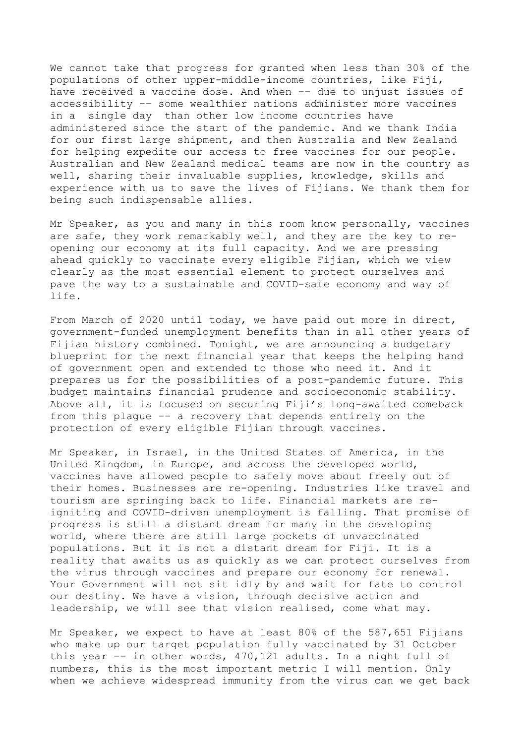We cannot take that progress for granted when less than 30% of the populations of other upper-middle-income countries, like Fiji, have received a vaccine dose. And when -- due to unjust issues of accessibility -- some wealthier nations administer more vaccines in a single day than other low income countries have administered since the start of the pandemic. And we thank India for our first large shipment, and then Australia and New Zealand for helping expedite our access to free vaccines for our people. Australian and New Zealand medical teams are now in the country as well, sharing their invaluable supplies, knowledge, skills and experience with us to save the lives of Fijians. We thank them for being such indispensable allies.

Mr Speaker, as you and many in this room know personally, vaccines are safe, they work remarkably well, and they are the key to re-opening our economy at its full capacity. And we are pressing ahead quickly to vaccinate every eligible Fijian, which we view clearly as the most essential element to protect ourselves and pave the way to a sustainable and COVID-safe economy and way of life.

From March of 2020 until today, we have paid out more in direct, government-funded unemployment benefits than in all other years of Fijian history combined. Tonight, we are announcing a budgetary blueprint for the next financial year that keeps the helping hand of government open and extended to those who need it. And it prepares us for the possibilities of a post-pandemic future. This budget maintains financial prudence and socioeconomic stability. Above all, it is focused on securing Fiji's long-awaited comeback from this plague -- a recovery that depends entirely on the protection of every eligible Fijian through vaccines.

Mr Speaker, in Israel, in the United States of America, in the United Kingdom, in Europe, and across the developed world, vaccines have allowed people to safely move about freely out of their homes. Businesses are re-opening. Industries like travel and tourism are springing back to life. Financial markets are re-igniting and COVID-driven unemployment is falling. That promise of progress is still a distant dream for many in the developing world, where there are still large pockets of unvaccinated populations. But it is not a distant dream for Fiji. It is a reality that awaits us as quickly as we can protect ourselves from the virus through vaccines and prepare our economy for renewal. Your Government will not sit idly by and wait for fate to control our destiny. We have a vision, through decisive action and leadership, we will see that vision realised, come what may.

Mr Speaker, we expect to have at least 80% of the 587,651 Fijians who make up our target population fully vaccinated by 31 October this year -- in other words, 470,121 adults. In a night full of numbers, this is the most important metric I will mention. Only when we achieve widespread immunity from the virus can we get back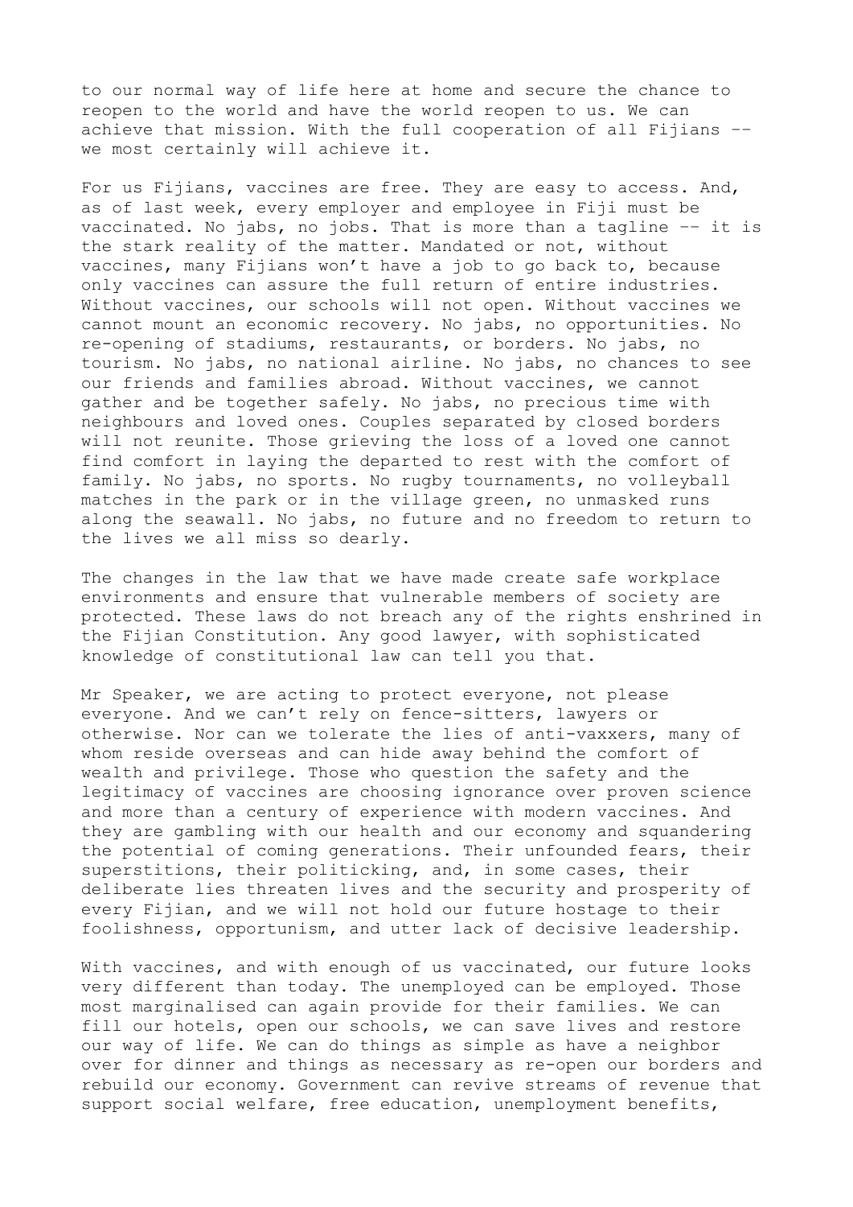to our normal way of life here at home and secure the chance to reopen to the world and have the world reopen to us. We can achieve that mission. With the full cooperation of all Fijians -- we most certainly will achieve it.

For us Fijians, vaccines are free. They are easy to access. And, as of last week, every employer and employee in Fiji must be vaccinated. No jabs, no jobs. That is more than a tagline -- it is the stark reality of the matter. Mandated or not, without vaccines, many Fijians won't have a job to go back to, because only vaccines can assure the full return of entire industries. Without vaccines, our schools will not open. Without vaccines we cannot mount an economic recovery. No jabs, no opportunities. No re-opening of stadiums, restaurants, or borders. No jabs, no tourism. No jabs, no national airline. No jabs, no chances to see our friends and families abroad. Without vaccines, we cannot gather and be together safely. No jabs, no precious time with neighbours and loved ones. Couples separated by closed borders will not reunite. Those grieving the loss of a loved one cannot find comfort in laying the departed to rest with the comfort of family. No jabs, no sports. No rugby tournaments, no volleyball matches in the park or in the village green, no unmasked runs along the seawall. No jabs, no future and no freedom to return to the lives we all miss so dearly.

The changes in the law that we have made create safe workplace environments and ensure that vulnerable members of society are protected. These laws do not breach any of the rights enshrined in the Fijian Constitution. Any good lawyer, with sophisticated knowledge of constitutional law can tell you that.

Mr Speaker, we are acting to protect everyone, not please everyone. And we can't rely on fence-sitters, lawyers or otherwise. Nor can we tolerate the lies of anti-vaxxers, many of whom reside overseas and can hide away behind the comfort of wealth and privilege. Those who question the safety and the legitimacy of vaccines are choosing ignorance over proven science and more than a century of experience with modern vaccines. And they are gambling with our health and our economy and squandering the potential of coming generations. Their unfounded fears, their superstitions, their politicking, and, in some cases, their deliberate lies threaten lives and the security and prosperity of every Fijian, and we will not hold our future hostage to their foolishness, opportunism, and utter lack of decisive leadership.

With vaccines, and with enough of us vaccinated, our future looks very different than today. The unemployed can be employed. Those most marginalised can again provide for their families. We can fill our hotels, open our schools, we can save lives and restore our way of life. We can do things as simple as have a neighbor over for dinner and things as necessary as re-open our borders and rebuild our economy. Government can revive streams of revenue that support social welfare, free education, unemployment benefits,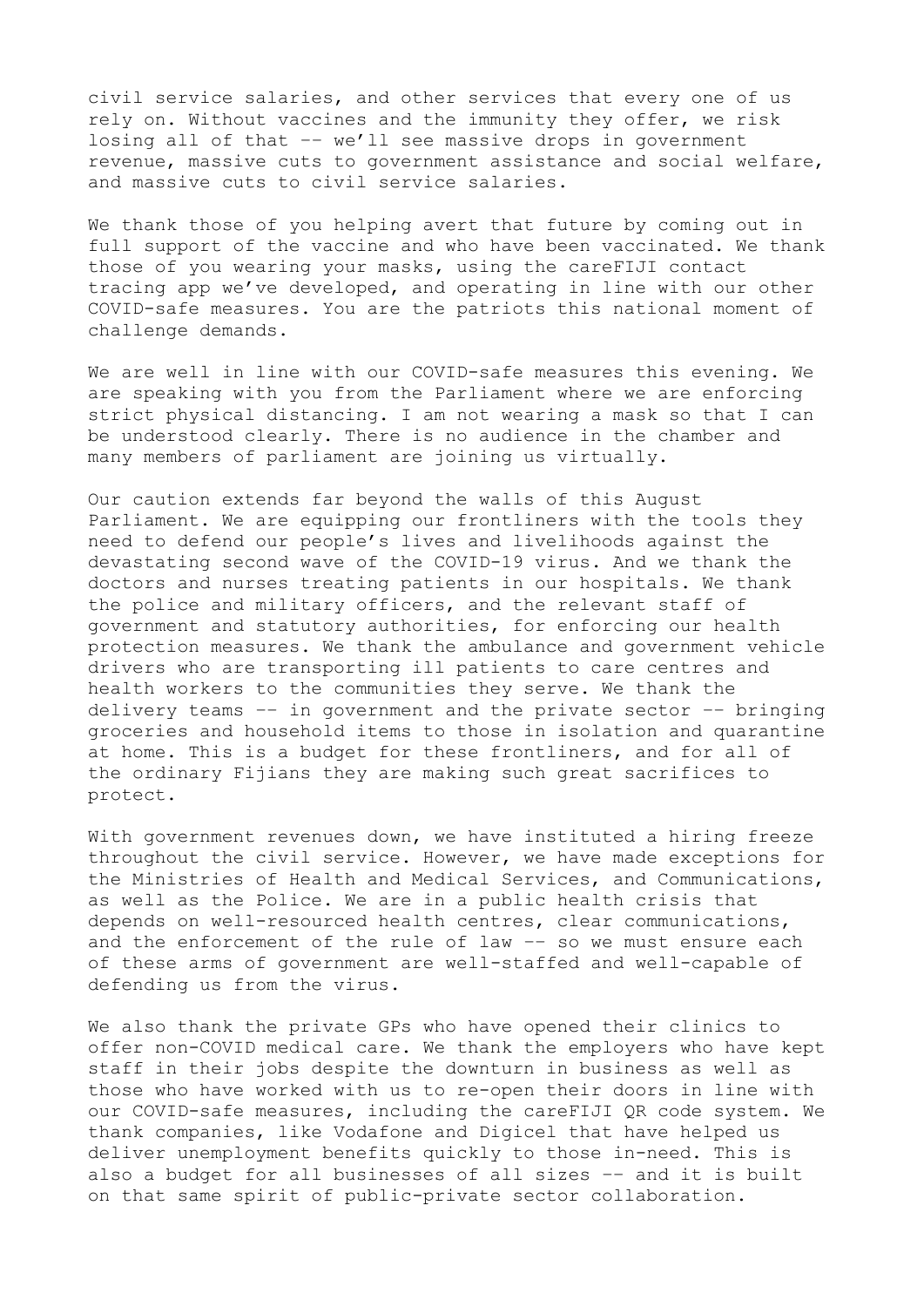civil service salaries, and other services that every one of us rely on. Without vaccines and the immunity they offer, we risk losing all of that -- we'll see massive drops in government revenue, massive cuts to government assistance and social welfare, and massive cuts to civil service salaries.

We thank those of you helping avert that future by coming out in full support of the vaccine and who have been vaccinated. We thank those of you wearing your masks, using the careFIJI contact tracing app we've developed, and operating in line with our other COVID-safe measures. You are the patriots this national moment of challenge demands.

We are well in line with our COVID-safe measures this evening. We are speaking with you from the Parliament where we are enforcing strict physical distancing. I am not wearing a mask so that I can be understood clearly. There is no audience in the chamber and many members of parliament are joining us virtually.

Our caution extends far beyond the walls of this August Parliament. We are equipping our frontliners with the tools they need to defend our people's lives and livelihoods against the devastating second wave of the COVID-19 virus. And we thank the doctors and nurses treating patients in our hospitals. We thank the police and military officers, and the relevant staff of government and statutory authorities, for enforcing our health protection measures. We thank the ambulance and government vehicle drivers who are transporting ill patients to care centres and health workers to the communities they serve. We thank the delivery teams -- in government and the private sector -- bringing groceries and household items to those in isolation and quarantine at home. This is a budget for these frontliners, and for all of the ordinary Fijians they are making such great sacrifices to protect.

With government revenues down, we have instituted a hiring freeze throughout the civil service. However, we have made exceptions for the Ministries of Health and Medical Services, and Communications, as well as the Police. We are in a public health crisis that depends on well-resourced health centres, clear communications, and the enforcement of the rule of law -- so we must ensure each of these arms of government are well-staffed and well-capable of defending us from the virus.

We also thank the private GPs who have opened their clinics to offer non-COVID medical care. We thank the employers who have kept staff in their jobs despite the downturn in business as well as those who have worked with us to re-open their doors in line with our COVID-safe measures, including the careFIJI QR code system. We thank companies, like Vodafone and Digicel that have helped us deliver unemployment benefits quickly to those in-need. This is also a budget for all businesses of all sizes -- and it is built on that same spirit of public-private sector collaboration.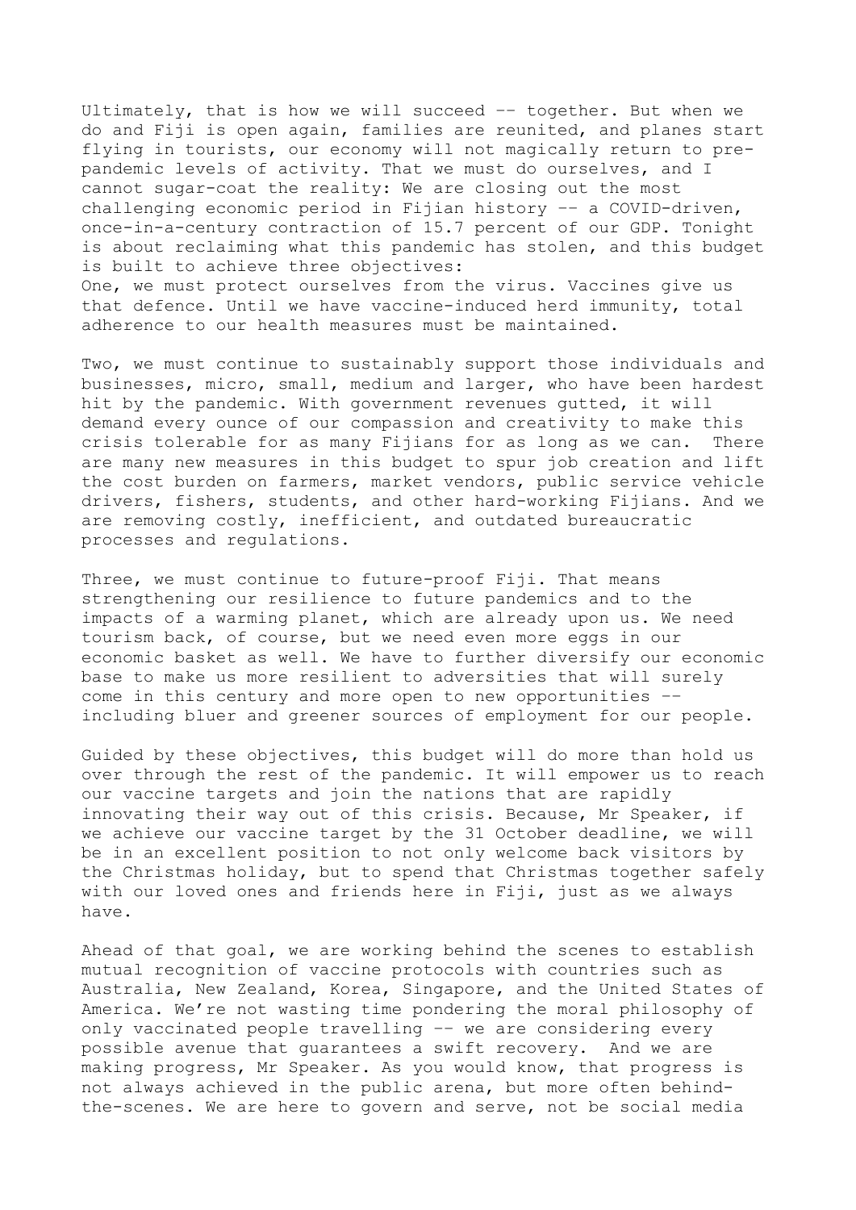Ultimately, that is how we will succeed -- together. But when we do and Fiji is open again, families are reunited, and planes start flying in tourists, our economy will not magically return to pre-pandemic levels of activity. That we must do ourselves, and I cannot sugar-coat the reality: We are closing out the most challenging economic period in Fijian history -- a COVID-driven, once-in-a-century contraction of 15.7 percent of our GDP. Tonight is about reclaiming what this pandemic has stolen, and this budget is built to achieve three objectives:

One, we must protect ourselves from the virus. Vaccines give us that defence. Until we have vaccine-induced herd immunity, total adherence to our health measures must be maintained.

Two, we must continue to sustainably support those individuals and businesses, micro, small, medium and larger, who have been hardest hit by the pandemic. With government revenues gutted, it will demand every ounce of our compassion and creativity to make this crisis tolerable for as many Fijians for as long as we can. There are many new measures in this budget to spur job creation and lift the cost burden on farmers, market vendors, public service vehicle drivers, fishers, students, and other hard-working Fijians. And we are removing costly, inefficient, and outdated bureaucratic processes and regulations.

Three, we must continue to future-proof Fiji. That means strengthening our resilience to future pandemics and to the impacts of a warming planet, which are already upon us. We need tourism back, of course, but we need even more eggs in our economic basket as well. We have to further diversify our economic base to make us more resilient to adversities that will surely come in this century and more open to new opportunities -- including bluer and greener sources of employment for our people.

Guided by these objectives, this budget will do more than hold us over through the rest of the pandemic. It will empower us to reach our vaccine targets and join the nations that are rapidly innovating their way out of this crisis. Because, Mr Speaker, if we achieve our vaccine target by the 31 October deadline, we will be in an excellent position to not only welcome back visitors by the Christmas holiday, but to spend that Christmas together safely with our loved ones and friends here in Fiji, just as we always have.

Ahead of that goal, we are working behind the scenes to establish mutual recognition of vaccine protocols with countries such as Australia, New Zealand, Korea, Singapore, and the United States of America. We're not wasting time pondering the moral philosophy of only vaccinated people travelling -- we are considering every possible avenue that guarantees a swift recovery. And we are making progress, Mr Speaker. As you would know, that progress is not always achieved in the public arena, but more often behind-the-scenes. We are here to govern and serve, not be social media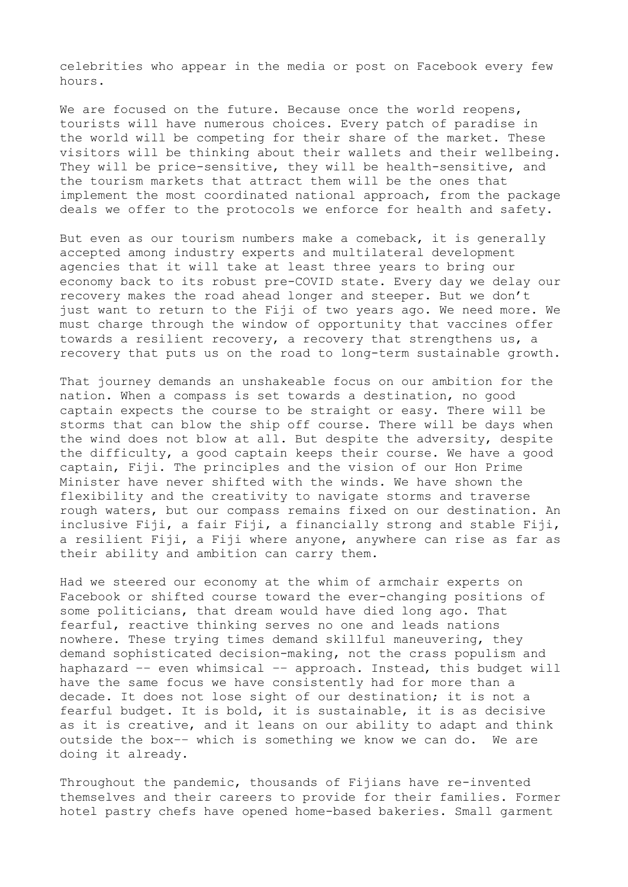celebrities who appear in the media or post on Facebook every few hours.

We are focused on the future. Because once the world reopens, tourists will have numerous choices. Every patch of paradise in the world will be competing for their share of the market. These visitors will be thinking about their wallets and their wellbeing. They will be price-sensitive, they will be health-sensitive, and the tourism markets that attract them will be the ones that implement the most coordinated national approach, from the package deals we offer to the protocols we enforce for health and safety.

But even as our tourism numbers make a comeback, it is generally accepted among industry experts and multilateral development agencies that it will take at least three years to bring our economy back to its robust pre-COVID state. Every day we delay our recovery makes the road ahead longer and steeper. But we don't just want to return to the Fiji of two years ago. We need more. We must charge through the window of opportunity that vaccines offer towards a resilient recovery, a recovery that strengthens us, a recovery that puts us on the road to long-term sustainable growth.

That journey demands an unshakeable focus on our ambition for the nation. When a compass is set towards a destination, no good captain expects the course to be straight or easy. There will be storms that can blow the ship off course. There will be days when the wind does not blow at all. But despite the adversity, despite the difficulty, a good captain keeps their course. We have a good captain, Fiji. The principles and the vision of our Hon Prime Minister have never shifted with the winds. We have shown the flexibility and the creativity to navigate storms and traverse rough waters, but our compass remains fixed on our destination. An inclusive Fiji, a fair Fiji, a financially strong and stable Fiji, a resilient Fiji, a Fiji where anyone, anywhere can rise as far as their ability and ambition can carry them.

Had we steered our economy at the whim of armchair experts on Facebook or shifted course toward the ever-changing positions of some politicians, that dream would have died long ago. That fearful, reactive thinking serves no one and leads nations nowhere. These trying times demand skillful maneuvering, they demand sophisticated decision-making, not the crass populism and haphazard -- even whimsical -- approach. Instead, this budget will have the same focus we have consistently had for more than a decade. It does not lose sight of our destination; it is not a fearful budget. It is bold, it is sustainable, it is as decisive as it is creative, and it leans on our ability to adapt and think outside the box-- which is something we know we can do. We are doing it already.

Throughout the pandemic, thousands of Fijians have re-invented themselves and their careers to provide for their families. Former hotel pastry chefs have opened home-based bakeries. Small garment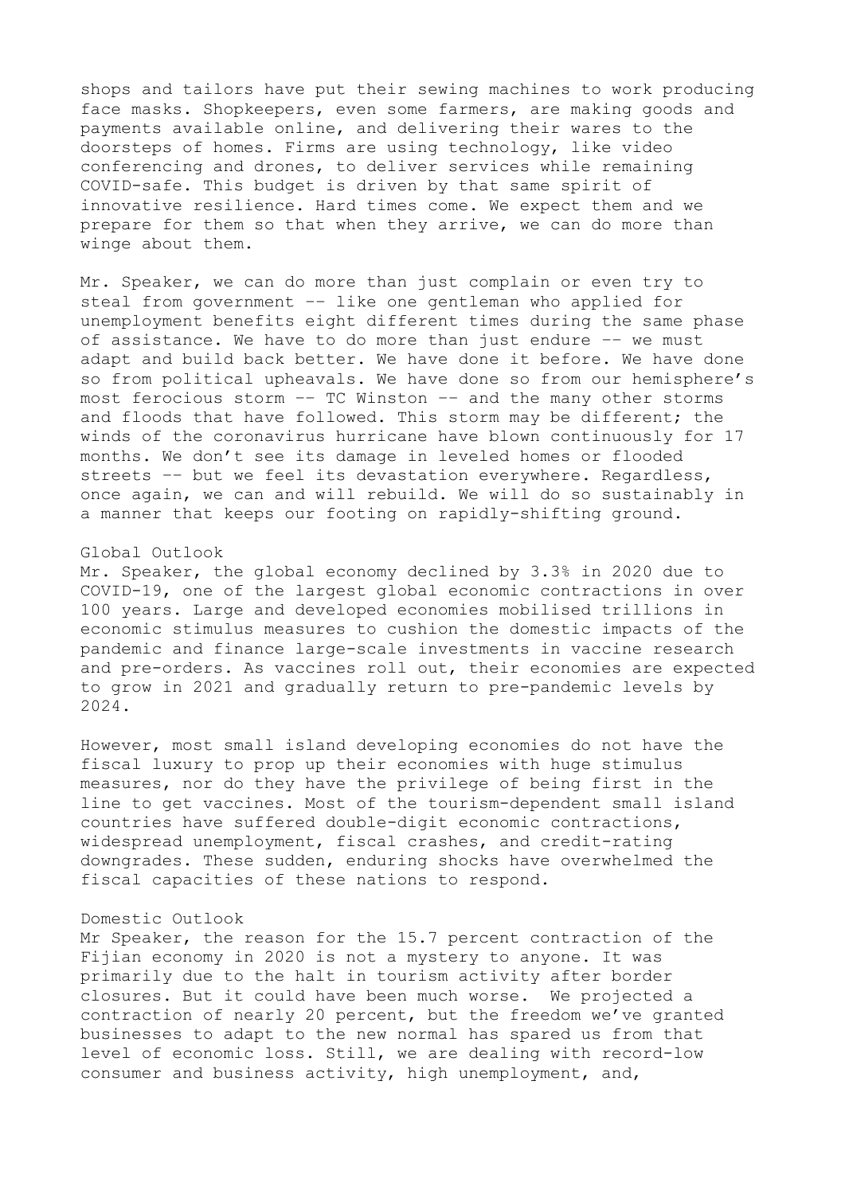shops and tailors have put their sewing machines to work producing face masks. Shopkeepers, even some farmers, are making goods and payments available online, and delivering their wares to the doorsteps of homes. Firms are using technology, like video conferencing and drones, to deliver services while remaining COVID-safe. This budget is driven by that same spirit of innovative resilience. Hard times come. We expect them and we prepare for them so that when they arrive, we can do more than winge about them.

Mr. Speaker, we can do more than just complain or even try to steal from government -- like one gentleman who applied for unemployment benefits eight different times during the same phase of assistance. We have to do more than just endure -- we must adapt and build back better. We have done it before. We have done so from political upheavals. We have done so from our hemisphere's most ferocious storm -- TC Winston -- and the many other storms and floods that have followed. This storm may be different; the winds of the coronavirus hurricane have blown continuously for 17 months. We don't see its damage in leveled homes or flooded streets -- but we feel its devastation everywhere. Regardless, once again, we can and will rebuild. We will do so sustainably in a manner that keeps our footing on rapidly-shifting ground.

## Global Outlook

Mr. Speaker, the global economy declined by 3.3% in 2020 due to COVID-19, one of the largest global economic contractions in over 100 years. Large and developed economies mobilised trillions in economic stimulus measures to cushion the domestic impacts of the pandemic and finance large-scale investments in vaccine research and pre-orders. As vaccines roll out, their economies are expected to grow in 2021 and gradually return to pre-pandemic levels by 2024.

However, most small island developing economies do not have the fiscal luxury to prop up their economies with huge stimulus measures, nor do they have the privilege of being first in the line to get vaccines. Most of the tourism-dependent small island countries have suffered double-digit economic contractions, widespread unemployment, fiscal crashes, and credit-rating downgrades. These sudden, enduring shocks have overwhelmed the fiscal capacities of these nations to respond.

## Domestic Outlook

Mr Speaker, the reason for the 15.7 percent contraction of the Fijian economy in 2020 is not a mystery to anyone. It was primarily due to the halt in tourism activity after border closures. But it could have been much worse. We projected a contraction of nearly 20 percent, but the freedom we've granted businesses to adapt to the new normal has spared us from that level of economic loss. Still, we are dealing with record-low consumer and business activity, high unemployment, and,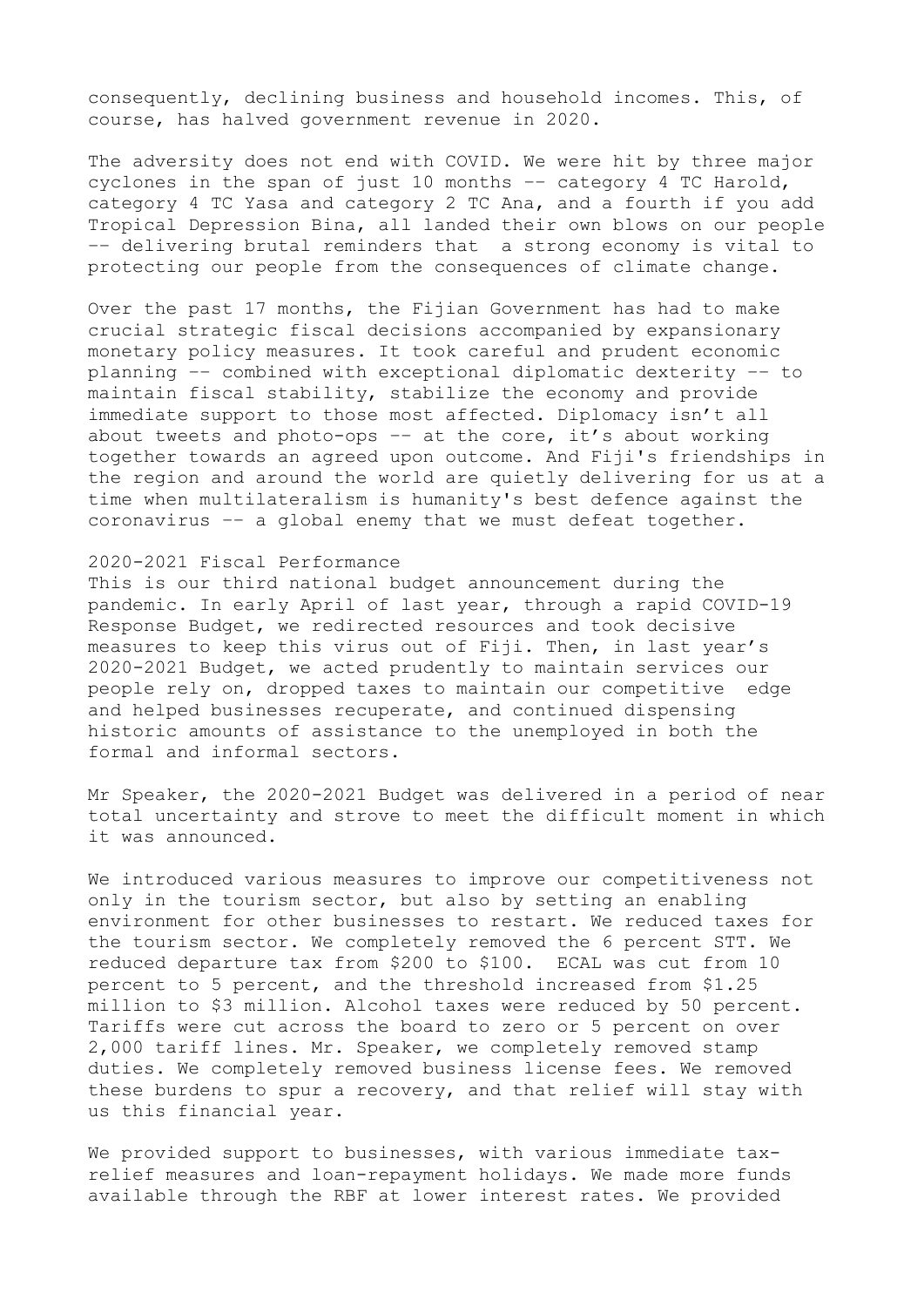consequently, declining business and household incomes. This, of course, has halved government revenue in 2020.

The adversity does not end with COVID. We were hit by three major cyclones in the span of just 10 months -- category 4 TC Harold, category 4 TC Yasa and category 2 TC Ana, and a fourth if you add Tropical Depression Bina, all landed their own blows on our people -- delivering brutal reminders that a strong economy is vital to protecting our people from the consequences of climate change.

Over the past 17 months, the Fijian Government has had to make crucial strategic fiscal decisions accompanied by expansionary monetary policy measures. It took careful and prudent economic planning -- combined with exceptional diplomatic dexterity -- to maintain fiscal stability, stabilize the economy and provide immediate support to those most affected. Diplomacy isn't all about tweets and photo-ops -- at the core, it's about working together towards an agreed upon outcome. And Fiji's friendships in the region and around the world are quietly delivering for us at a time when multilateralism is humanity's best defence against the coronavirus -- a global enemy that we must defeat together.

## 2020-2021 Fiscal Performance

This is our third national budget announcement during the pandemic. In early April of last year, through a rapid COVID-19 Response Budget, we redirected resources and took decisive measures to keep this virus out of Fiji. Then, in last year's 2020-2021 Budget, we acted prudently to maintain services our people rely on, dropped taxes to maintain our competitive edge and helped businesses recuperate, and continued dispensing historic amounts of assistance to the unemployed in both the formal and informal sectors.

Mr Speaker, the 2020-2021 Budget was delivered in a period of near total uncertainty and strove to meet the difficult moment in which it was announced.

We introduced various measures to improve our competitiveness not only in the tourism sector, but also by setting an enabling environment for other businesses to restart. We reduced taxes for the tourism sector. We completely removed the 6 percent STT. We reduced departure tax from $200 to $100. ECAL was cut from 10 percent to 5 percent, and the threshold increased from $1.25 million to $3 million. Alcohol taxes were reduced by 50 percent. Tariffs were cut across the board to zero or 5 percent on over 2,000 tariff lines. Mr. Speaker, we completely removed stamp duties. We completely removed business license fees. We removed these burdens to spur a recovery, and that relief will stay with us this financial year.

We provided support to businesses, with various immediate tax-relief measures and loan-repayment holidays. We made more funds available through the RBF at lower interest rates. We provided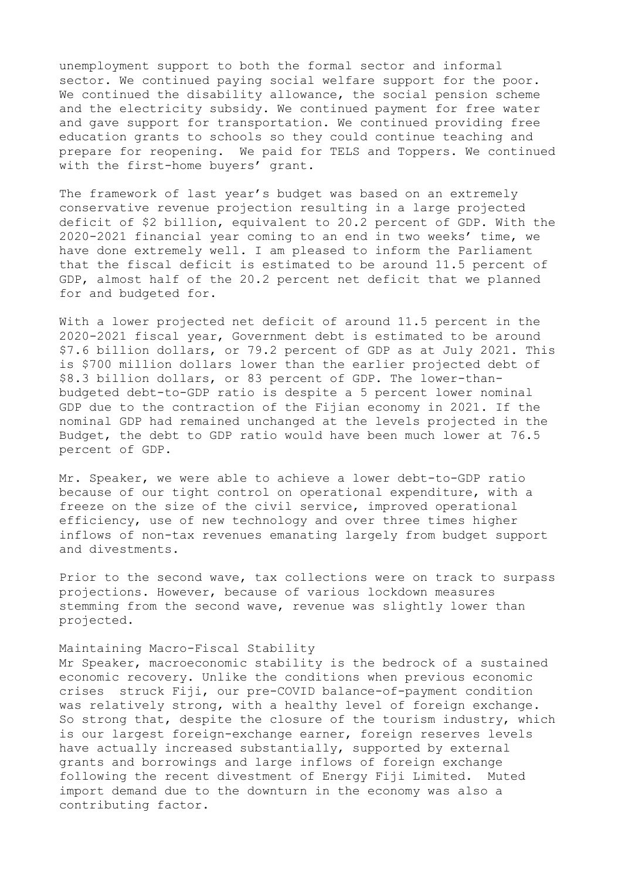unemployment support to both the formal sector and informal sector. We continued paying social welfare support for the poor. We continued the disability allowance, the social pension scheme and the electricity subsidy. We continued payment for free water and gave support for transportation. We continued providing free education grants to schools so they could continue teaching and prepare for reopening. We paid for TELS and Toppers. We continued with the first-home buyers' grant.

The framework of last year's budget was based on an extremely conservative revenue projection resulting in a large projected deficit of $2 billion, equivalent to 20.2 percent of GDP. With the 2020-2021 financial year coming to an end in two weeks' time, we have done extremely well. I am pleased to inform the Parliament that the fiscal deficit is estimated to be around 11.5 percent of GDP, almost half of the 20.2 percent net deficit that we planned for and budgeted for.

With a lower projected net deficit of around 11.5 percent in the 2020-2021 fiscal year, Government debt is estimated to be around $7.6 billion dollars, or 79.2 percent of GDP as at July 2021. This is $700 million dollars lower than the earlier projected debt of $8.3 billion dollars, or 83 percent of GDP. The lower-than-budgeted debt-to-GDP ratio is despite a 5 percent lower nominal GDP due to the contraction of the Fijian economy in 2021. If the nominal GDP had remained unchanged at the levels projected in the Budget, the debt to GDP ratio would have been much lower at 76.5 percent of GDP.

Mr. Speaker, we were able to achieve a lower debt-to-GDP ratio because of our tight control on operational expenditure, with a freeze on the size of the civil service, improved operational efficiency, use of new technology and over three times higher inflows of non-tax revenues emanating largely from budget support and divestments.

Prior to the second wave, tax collections were on track to surpass projections. However, because of various lockdown measures stemming from the second wave, revenue was slightly lower than projected.

## Maintaining Macro-Fiscal Stability

Mr Speaker, macroeconomic stability is the bedrock of a sustained economic recovery. Unlike the conditions when previous economic crises struck Fiji, our pre-COVID balance-of-payment condition was relatively strong, with a healthy level of foreign exchange. So strong that, despite the closure of the tourism industry, which is our largest foreign-exchange earner, foreign reserves levels have actually increased substantially, supported by external grants and borrowings and large inflows of foreign exchange following the recent divestment of Energy Fiji Limited. Muted import demand due to the downturn in the economy was also a contributing factor.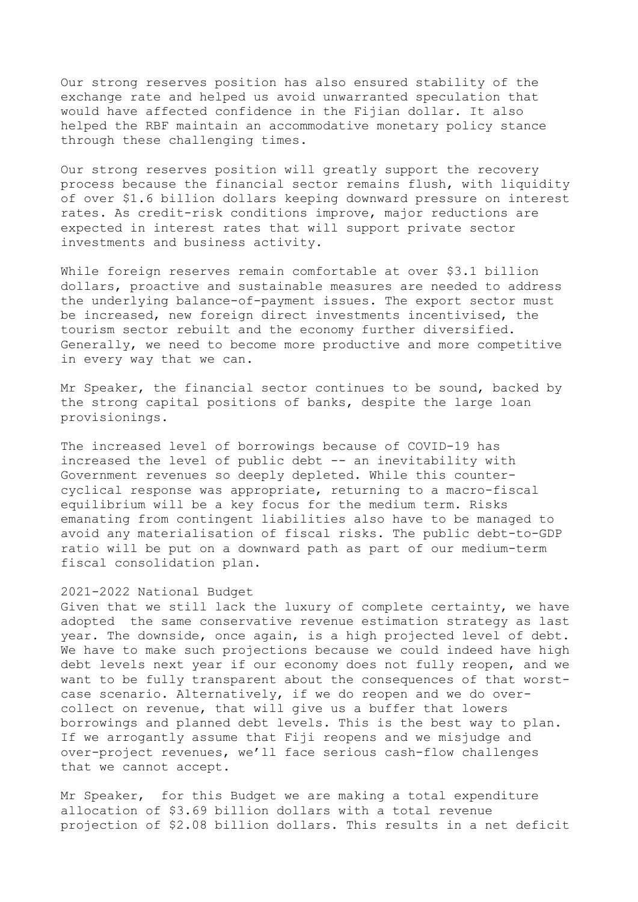Our strong reserves position has also ensured stability of the exchange rate and helped us avoid unwarranted speculation that would have affected confidence in the Fijian dollar. It also helped the RBF maintain an accommodative monetary policy stance through these challenging times.

Our strong reserves position will greatly support the recovery process because the financial sector remains flush, with liquidity of over $1.6 billion dollars keeping downward pressure on interest rates. As credit-risk conditions improve, major reductions are expected in interest rates that will support private sector investments and business activity.

While foreign reserves remain comfortable at over $3.1 billion dollars, proactive and sustainable measures are needed to address the underlying balance-of-payment issues. The export sector must be increased, new foreign direct investments incentivised, the tourism sector rebuilt and the economy further diversified. Generally, we need to become more productive and more competitive in every way that we can.

Mr Speaker, the financial sector continues to be sound, backed by the strong capital positions of banks, despite the large loan provisionings.

The increased level of borrowings because of COVID-19 has increased the level of public debt -- an inevitability with Government revenues so deeply depleted. While this counter-cyclical response was appropriate, returning to a macro-fiscal equilibrium will be a key focus for the medium term. Risks emanating from contingent liabilities also have to be managed to avoid any materialisation of fiscal risks. The public debt-to-GDP ratio will be put on a downward path as part of our medium-term fiscal consolidation plan.

## 2021-2022 National Budget

Given that we still lack the luxury of complete certainty, we have adopted the same conservative revenue estimation strategy as last year. The downside, once again, is a high projected level of debt. We have to make such projections because we could indeed have high debt levels next year if our economy does not fully reopen, and we want to be fully transparent about the consequences of that worst-case scenario. Alternatively, if we do reopen and we do over-collect on revenue, that will give us a buffer that lowers borrowings and planned debt levels. This is the best way to plan. If we arrogantly assume that Fiji reopens and we misjudge and over-project revenues, we'll face serious cash-flow challenges that we cannot accept.

Mr Speaker, for this Budget we are making a total expenditure allocation of $3.69 billion dollars with a total revenue projection of $2.08 billion dollars. This results in a net deficit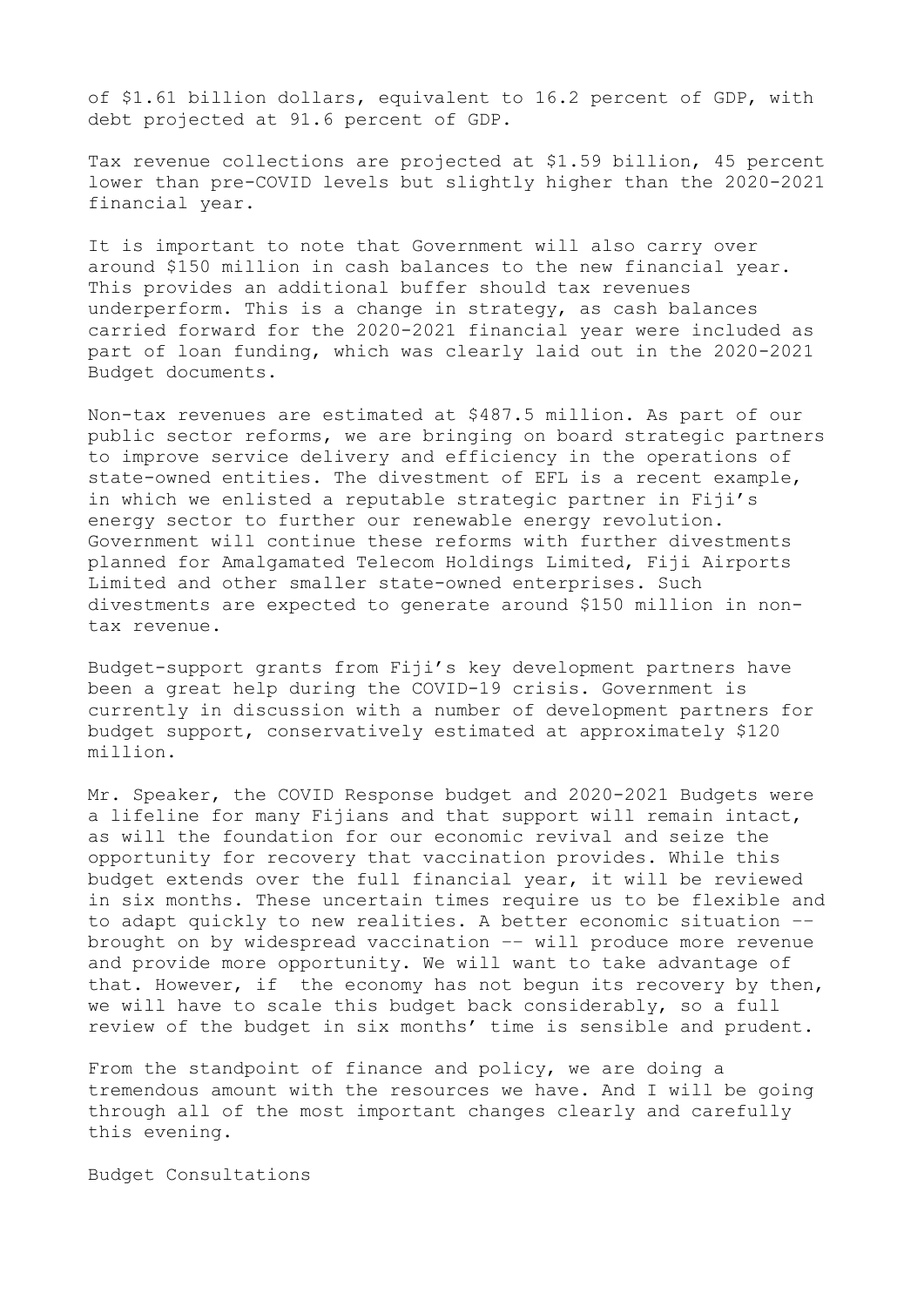of $1.61 billion dollars, equivalent to 16.2 percent of GDP, with debt projected at 91.6 percent of GDP.

Tax revenue collections are projected at $1.59 billion, 45 percent lower than pre-COVID levels but slightly higher than the 2020-2021 financial year.

It is important to note that Government will also carry over around $150 million in cash balances to the new financial year. This provides an additional buffer should tax revenues underperform. This is a change in strategy, as cash balances carried forward for the 2020-2021 financial year were included as part of loan funding, which was clearly laid out in the 2020-2021 Budget documents.

Non-tax revenues are estimated at $487.5 million. As part of our public sector reforms, we are bringing on board strategic partners to improve service delivery and efficiency in the operations of state-owned entities. The divestment of EFL is a recent example, in which we enlisted a reputable strategic partner in Fiji's energy sector to further our renewable energy revolution. Government will continue these reforms with further divestments planned for Amalgamated Telecom Holdings Limited, Fiji Airports Limited and other smaller state-owned enterprises. Such divestments are expected to generate around $150 million in non-tax revenue.

Budget-support grants from Fiji's key development partners have been a great help during the COVID-19 crisis. Government is currently in discussion with a number of development partners for budget support, conservatively estimated at approximately $120 million.

Mr. Speaker, the COVID Response budget and 2020-2021 Budgets were a lifeline for many Fijians and that support will remain intact, as will the foundation for our economic revival and seize the opportunity for recovery that vaccination provides. While this budget extends over the full financial year, it will be reviewed in six months. These uncertain times require us to be flexible and to adapt quickly to new realities. A better economic situation -- brought on by widespread vaccination -- will produce more revenue and provide more opportunity. We will want to take advantage of that. However, if the economy has not begun its recovery by then, we will have to scale this budget back considerably, so a full review of the budget in six months' time is sensible and prudent.

From the standpoint of finance and policy, we are doing a tremendous amount with the resources we have. And I will be going through all of the most important changes clearly and carefully this evening.

## Budget Consultations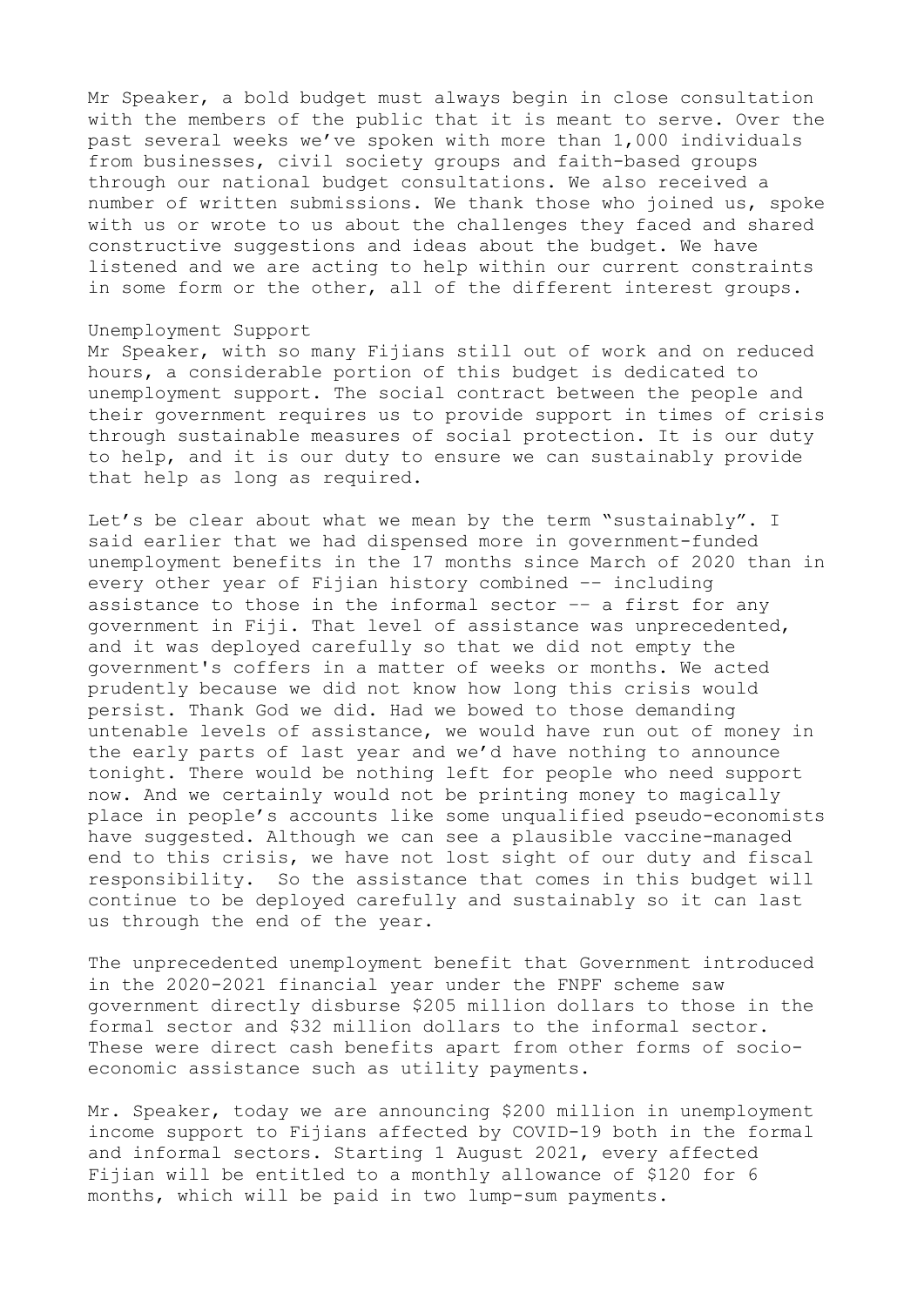Mr Speaker, a bold budget must always begin in close consultation with the members of the public that it is meant to serve. Over the past several weeks we've spoken with more than 1,000 individuals from businesses, civil society groups and faith-based groups through our national budget consultations. We also received a number of written submissions. We thank those who joined us, spoke with us or wrote to us about the challenges they faced and shared constructive suggestions and ideas about the budget. We have listened and we are acting to help within our current constraints in some form or the other, all of the different interest groups.

## Unemployment Support

Mr Speaker, with so many Fijians still out of work and on reduced hours, a considerable portion of this budget is dedicated to unemployment support. The social contract between the people and their government requires us to provide support in times of crisis through sustainable measures of social protection. It is our duty to help, and it is our duty to ensure we can sustainably provide that help as long as required.

Let's be clear about what we mean by the term "sustainably". I said earlier that we had dispensed more in government-funded unemployment benefits in the 17 months since March of 2020 than in every other year of Fijian history combined -- including assistance to those in the informal sector -- a first for any government in Fiji. That level of assistance was unprecedented, and it was deployed carefully so that we did not empty the government's coffers in a matter of weeks or months. We acted prudently because we did not know how long this crisis would persist. Thank God we did. Had we bowed to those demanding untenable levels of assistance, we would have run out of money in the early parts of last year and we'd have nothing to announce tonight. There would be nothing left for people who need support now. And we certainly would not be printing money to magically place in people's accounts like some unqualified pseudo-economists have suggested. Although we can see a plausible vaccine-managed end to this crisis, we have not lost sight of our duty and fiscal responsibility. So the assistance that comes in this budget will continue to be deployed carefully and sustainably so it can last us through the end of the year.

The unprecedented unemployment benefit that Government introduced in the 2020-2021 financial year under the FNPF scheme saw government directly disburse $205 million dollars to those in the formal sector and $32 million dollars to the informal sector. These were direct cash benefits apart from other forms of socio-economic assistance such as utility payments.

Mr. Speaker, today we are announcing $200 million in unemployment income support to Fijians affected by COVID-19 both in the formal and informal sectors. Starting 1 August 2021, every affected Fijian will be entitled to a monthly allowance of $120 for 6 months, which will be paid in two lump-sum payments.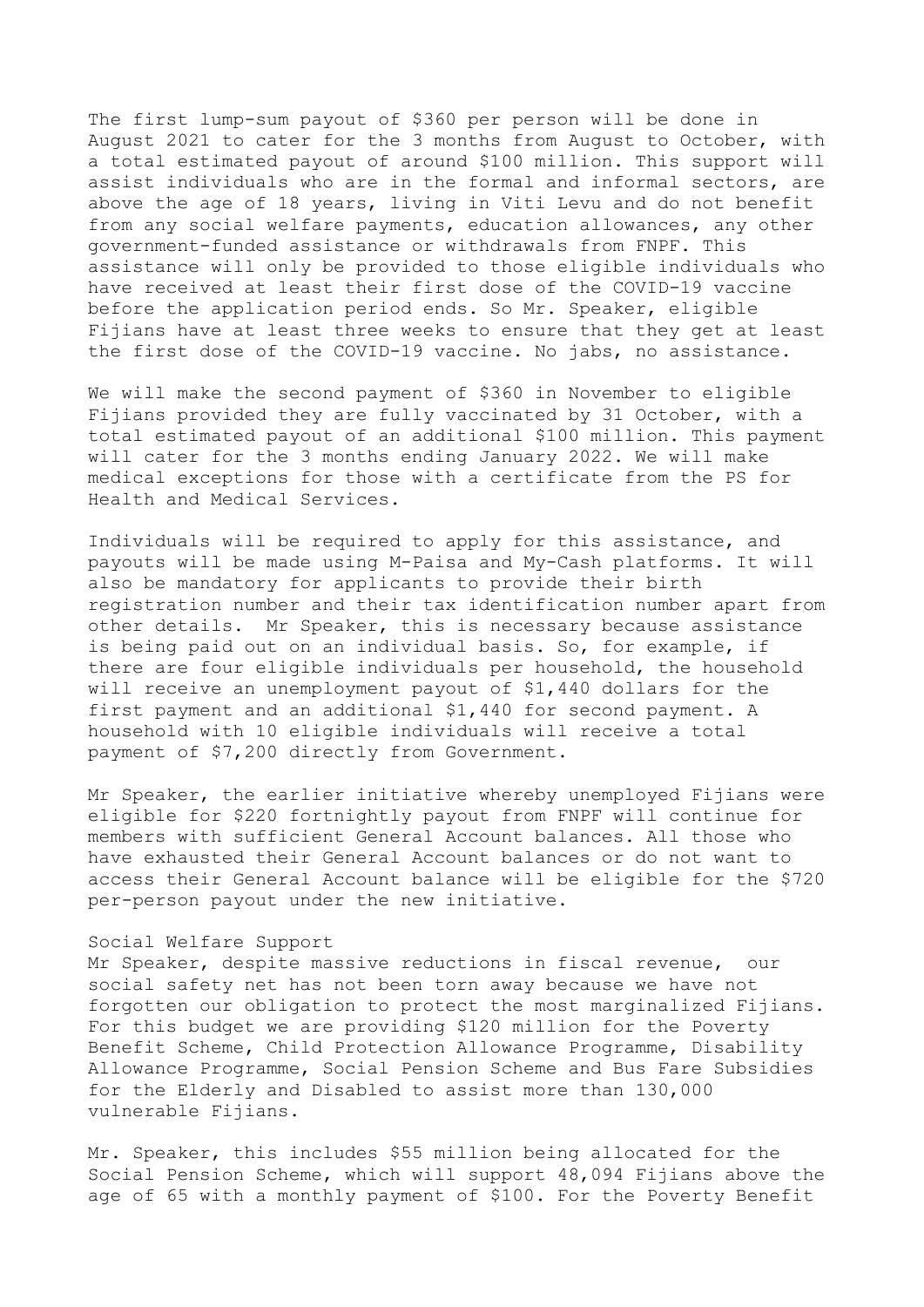The first lump-sum payout of $360 per person will be done in August 2021 to cater for the 3 months from August to October, with a total estimated payout of around $100 million. This support will assist individuals who are in the formal and informal sectors, are above the age of 18 years, living in Viti Levu and do not benefit from any social welfare payments, education allowances, any other government-funded assistance or withdrawals from FNPF. This assistance will only be provided to those eligible individuals who have received at least their first dose of the COVID-19 vaccine before the application period ends. So Mr. Speaker, eligible Fijians have at least three weeks to ensure that they get at least the first dose of the COVID-19 vaccine. No jabs, no assistance.

We will make the second payment of $360 in November to eligible Fijians provided they are fully vaccinated by 31 October, with a total estimated payout of an additional $100 million. This payment will cater for the 3 months ending January 2022. We will make medical exceptions for those with a certificate from the PS for Health and Medical Services.

Individuals will be required to apply for this assistance, and payouts will be made using M-Paisa and My-Cash platforms. It will also be mandatory for applicants to provide their birth registration number and their tax identification number apart from other details. Mr Speaker, this is necessary because assistance is being paid out on an individual basis. So, for example, if there are four eligible individuals per household, the household will receive an unemployment payout of $1,440 dollars for the first payment and an additional $1,440 for second payment. A household with 10 eligible individuals will receive a total payment of $7,200 directly from Government.

Mr Speaker, the earlier initiative whereby unemployed Fijians were eligible for $220 fortnightly payout from FNPF will continue for members with sufficient General Account balances. All those who have exhausted their General Account balances or do not want to access their General Account balance will be eligible for the $720 per-person payout under the new initiative.

Social Welfare Support

Mr Speaker, despite massive reductions in fiscal revenue, our social safety net has not been torn away because we have not forgotten our obligation to protect the most marginalized Fijians. For this budget we are providing $120 million for the Poverty Benefit Scheme, Child Protection Allowance Programme, Disability Allowance Programme, Social Pension Scheme and Bus Fare Subsidies for the Elderly and Disabled to assist more than 130,000 vulnerable Fijians.

Mr. Speaker, this includes $55 million being allocated for the Social Pension Scheme, which will support 48,094 Fijians above the age of 65 with a monthly payment of $100. For the Poverty Benefit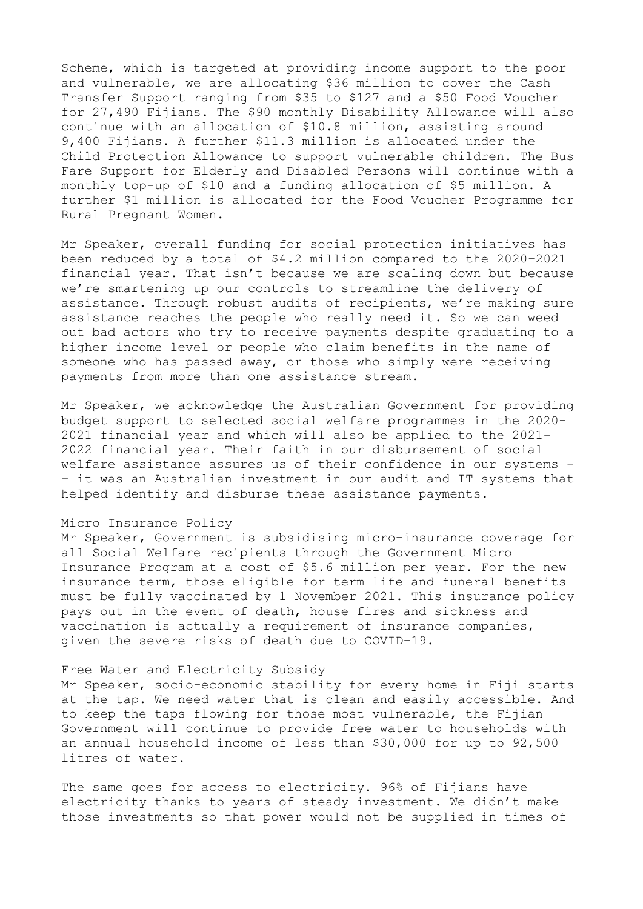Scheme, which is targeted at providing income support to the poor and vulnerable, we are allocating $36 million to cover the Cash Transfer Support ranging from $35 to $127 and a $50 Food Voucher for 27,490 Fijians. The $90 monthly Disability Allowance will also continue with an allocation of $10.8 million, assisting around 9,400 Fijians. A further $11.3 million is allocated under the Child Protection Allowance to support vulnerable children. The Bus Fare Support for Elderly and Disabled Persons will continue with a monthly top-up of $10 and a funding allocation of $5 million. A further $1 million is allocated for the Food Voucher Programme for Rural Pregnant Women.

Mr Speaker, overall funding for social protection initiatives has been reduced by a total of $4.2 million compared to the 2020-2021 financial year. That isn't because we are scaling down but because we're smartening up our controls to streamline the delivery of assistance. Through robust audits of recipients, we're making sure assistance reaches the people who really need it. So we can weed out bad actors who try to receive payments despite graduating to a higher income level or people who claim benefits in the name of someone who has passed away, or those who simply were receiving payments from more than one assistance stream.

Mr Speaker, we acknowledge the Australian Government for providing budget support to selected social welfare programmes in the 2020-2021 financial year and which will also be applied to the 2021-2022 financial year. Their faith in our disbursement of social welfare assistance assures us of their confidence in our systems – – it was an Australian investment in our audit and IT systems that helped identify and disburse these assistance payments.

## Micro Insurance Policy

Mr Speaker, Government is subsidising micro-insurance coverage for all Social Welfare recipients through the Government Micro Insurance Program at a cost of $5.6 million per year. For the new insurance term, those eligible for term life and funeral benefits must be fully vaccinated by 1 November 2021. This insurance policy pays out in the event of death, house fires and sickness and vaccination is actually a requirement of insurance companies, given the severe risks of death due to COVID-19.

## Free Water and Electricity Subsidy

Mr Speaker, socio-economic stability for every home in Fiji starts at the tap. We need water that is clean and easily accessible. And to keep the taps flowing for those most vulnerable, the Fijian Government will continue to provide free water to households with an annual household income of less than $30,000 for up to 92,500 litres of water.

The same goes for access to electricity. 96% of Fijians have electricity thanks to years of steady investment. We didn't make those investments so that power would not be supplied in times of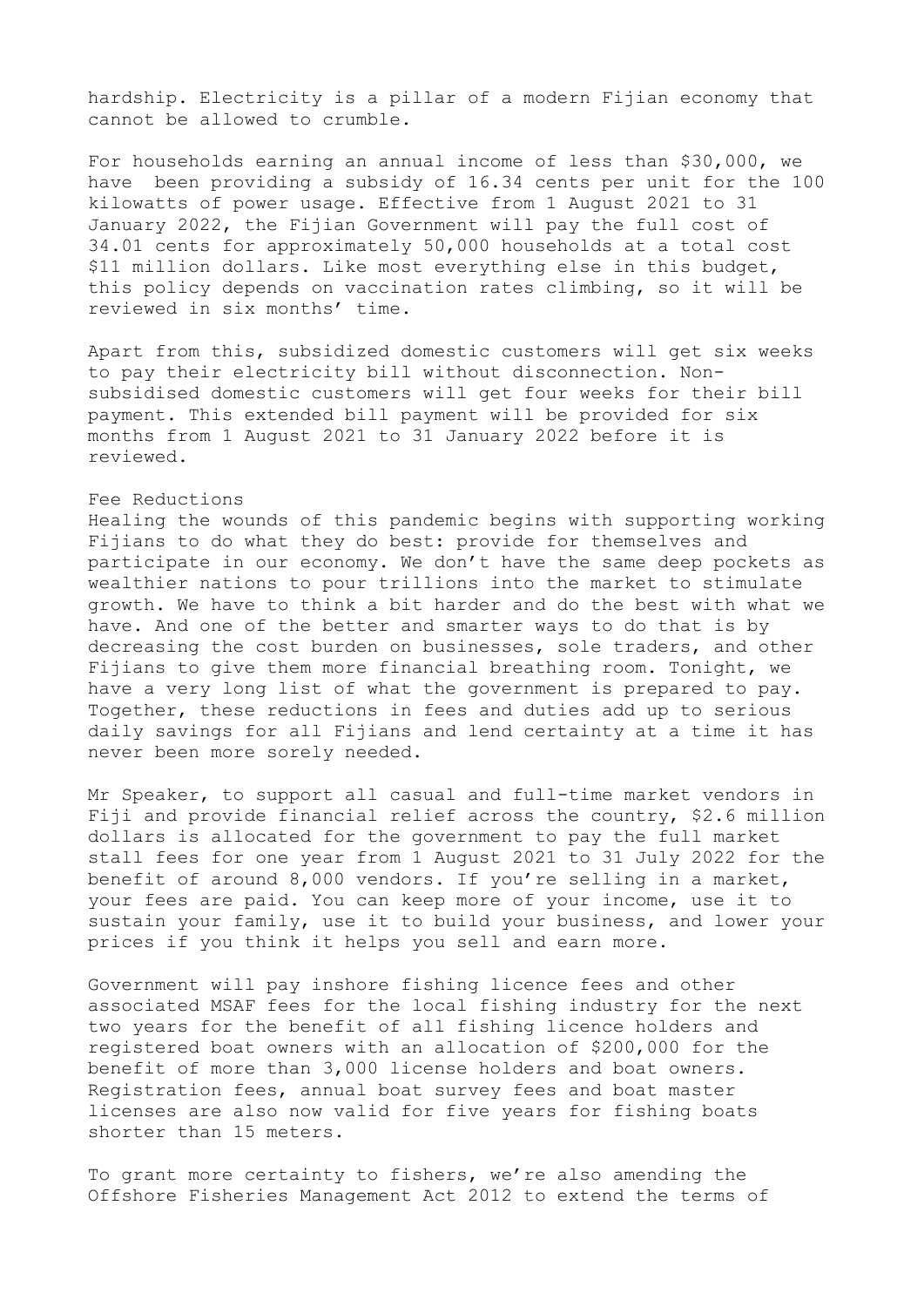hardship. Electricity is a pillar of a modern Fijian economy that cannot be allowed to crumble.

For households earning an annual income of less than $30,000, we have been providing a subsidy of 16.34 cents per unit for the 100 kilowatts of power usage. Effective from 1 August 2021 to 31 January 2022, the Fijian Government will pay the full cost of 34.01 cents for approximately 50,000 households at a total cost $11 million dollars. Like most everything else in this budget, this policy depends on vaccination rates climbing, so it will be reviewed in six months' time.

Apart from this, subsidized domestic customers will get six weeks to pay their electricity bill without disconnection. Non-subsidised domestic customers will get four weeks for their bill payment. This extended bill payment will be provided for six months from 1 August 2021 to 31 January 2022 before it is reviewed.

## Fee Reductions

Healing the wounds of this pandemic begins with supporting working Fijians to do what they do best: provide for themselves and participate in our economy. We don't have the same deep pockets as wealthier nations to pour trillions into the market to stimulate growth. We have to think a bit harder and do the best with what we have. And one of the better and smarter ways to do that is by decreasing the cost burden on businesses, sole traders, and other Fijians to give them more financial breathing room. Tonight, we have a very long list of what the government is prepared to pay. Together, these reductions in fees and duties add up to serious daily savings for all Fijians and lend certainty at a time it has never been more sorely needed.

Mr Speaker, to support all casual and full-time market vendors in Fiji and provide financial relief across the country, $2.6 million dollars is allocated for the government to pay the full market stall fees for one year from 1 August 2021 to 31 July 2022 for the benefit of around 8,000 vendors. If you're selling in a market, your fees are paid. You can keep more of your income, use it to sustain your family, use it to build your business, and lower your prices if you think it helps you sell and earn more.

Government will pay inshore fishing licence fees and other associated MSAF fees for the local fishing industry for the next two years for the benefit of all fishing licence holders and registered boat owners with an allocation of $200,000 for the benefit of more than 3,000 license holders and boat owners. Registration fees, annual boat survey fees and boat master licenses are also now valid for five years for fishing boats shorter than 15 meters.

To grant more certainty to fishers, we're also amending the Offshore Fisheries Management Act 2012 to extend the terms of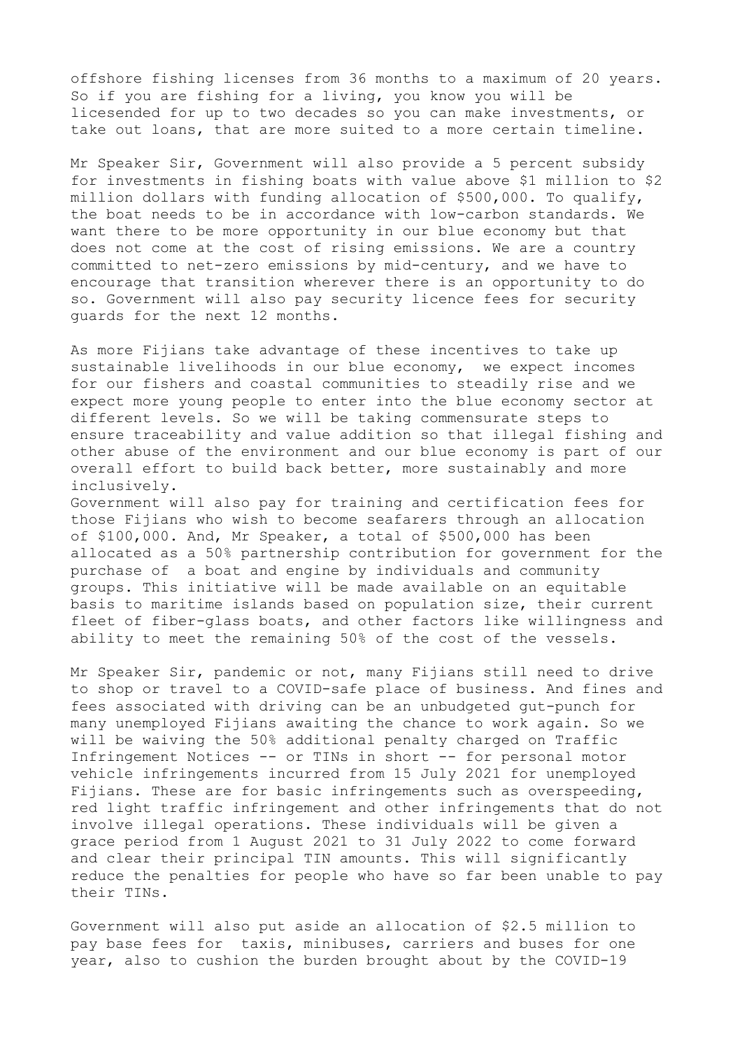offshore fishing licenses from 36 months to a maximum of 20 years. So if you are fishing for a living, you know you will be licesended for up to two decades so you can make investments, or take out loans, that are more suited to a more certain timeline.

Mr Speaker Sir, Government will also provide a 5 percent subsidy for investments in fishing boats with value above $1 million to $2 million dollars with funding allocation of $500,000. To qualify, the boat needs to be in accordance with low-carbon standards. We want there to be more opportunity in our blue economy but that does not come at the cost of rising emissions. We are a country committed to net-zero emissions by mid-century, and we have to encourage that transition wherever there is an opportunity to do so. Government will also pay security licence fees for security guards for the next 12 months.

As more Fijians take advantage of these incentives to take up sustainable livelihoods in our blue economy, we expect incomes for our fishers and coastal communities to steadily rise and we expect more young people to enter into the blue economy sector at different levels. So we will be taking commensurate steps to ensure traceability and value addition so that illegal fishing and other abuse of the environment and our blue economy is part of our overall effort to build back better, more sustainably and more inclusively.

Government will also pay for training and certification fees for those Fijians who wish to become seafarers through an allocation of $100,000. And, Mr Speaker, a total of $500,000 has been allocated as a 50% partnership contribution for government for the purchase of a boat and engine by individuals and community groups. This initiative will be made available on an equitable basis to maritime islands based on population size, their current fleet of fiber-glass boats, and other factors like willingness and ability to meet the remaining 50% of the cost of the vessels.

Mr Speaker Sir, pandemic or not, many Fijians still need to drive to shop or travel to a COVID-safe place of business. And fines and fees associated with driving can be an unbudgeted gut-punch for many unemployed Fijians awaiting the chance to work again. So we will be waiving the 50% additional penalty charged on Traffic Infringement Notices -- or TINs in short -- for personal motor vehicle infringements incurred from 15 July 2021 for unemployed Fijians. These are for basic infringements such as overspeeding, red light traffic infringement and other infringements that do not involve illegal operations. These individuals will be given a grace period from 1 August 2021 to 31 July 2022 to come forward and clear their principal TIN amounts. This will significantly reduce the penalties for people who have so far been unable to pay their TINs.

Government will also put aside an allocation of $2.5 million to pay base fees for taxis, minibuses, carriers and buses for one year, also to cushion the burden brought about by the COVID-19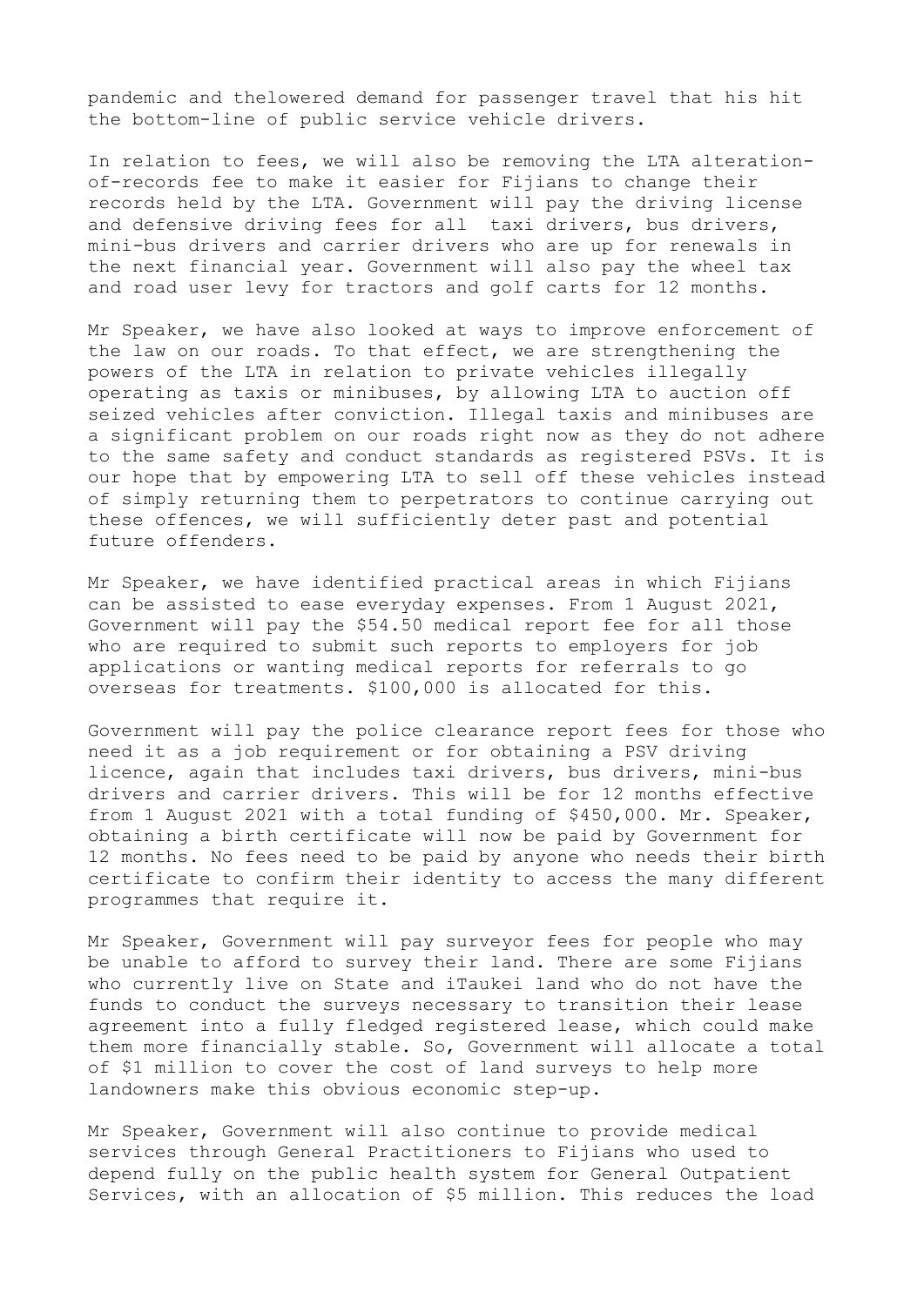pandemic and thelowered demand for passenger travel that his hit the bottom-line of public service vehicle drivers.

In relation to fees, we will also be removing the LTA alteration-of-records fee to make it easier for Fijians to change their records held by the LTA. Government will pay the driving license and defensive driving fees for all taxi drivers, bus drivers, mini-bus drivers and carrier drivers who are up for renewals in the next financial year. Government will also pay the wheel tax and road user levy for tractors and golf carts for 12 months.

Mr Speaker, we have also looked at ways to improve enforcement of the law on our roads. To that effect, we are strengthening the powers of the LTA in relation to private vehicles illegally operating as taxis or minibuses, by allowing LTA to auction off seized vehicles after conviction. Illegal taxis and minibuses are a significant problem on our roads right now as they do not adhere to the same safety and conduct standards as registered PSVs. It is our hope that by empowering LTA to sell off these vehicles instead of simply returning them to perpetrators to continue carrying out these offences, we will sufficiently deter past and potential future offenders.

Mr Speaker, we have identified practical areas in which Fijians can be assisted to ease everyday expenses. From 1 August 2021, Government will pay the $54.50 medical report fee for all those who are required to submit such reports to employers for job applications or wanting medical reports for referrals to go overseas for treatments. $100,000 is allocated for this.

Government will pay the police clearance report fees for those who need it as a job requirement or for obtaining a PSV driving licence, again that includes taxi drivers, bus drivers, mini-bus drivers and carrier drivers. This will be for 12 months effective from 1 August 2021 with a total funding of $450,000. Mr. Speaker, obtaining a birth certificate will now be paid by Government for 12 months. No fees need to be paid by anyone who needs their birth certificate to confirm their identity to access the many different programmes that require it.

Mr Speaker, Government will pay surveyor fees for people who may be unable to afford to survey their land. There are some Fijians who currently live on State and iTaukei land who do not have the funds to conduct the surveys necessary to transition their lease agreement into a fully fledged registered lease, which could make them more financially stable. So, Government will allocate a total of $1 million to cover the cost of land surveys to help more landowners make this obvious economic step-up.

Mr Speaker, Government will also continue to provide medical services through General Practitioners to Fijians who used to depend fully on the public health system for General Outpatient Services, with an allocation of $5 million. This reduces the load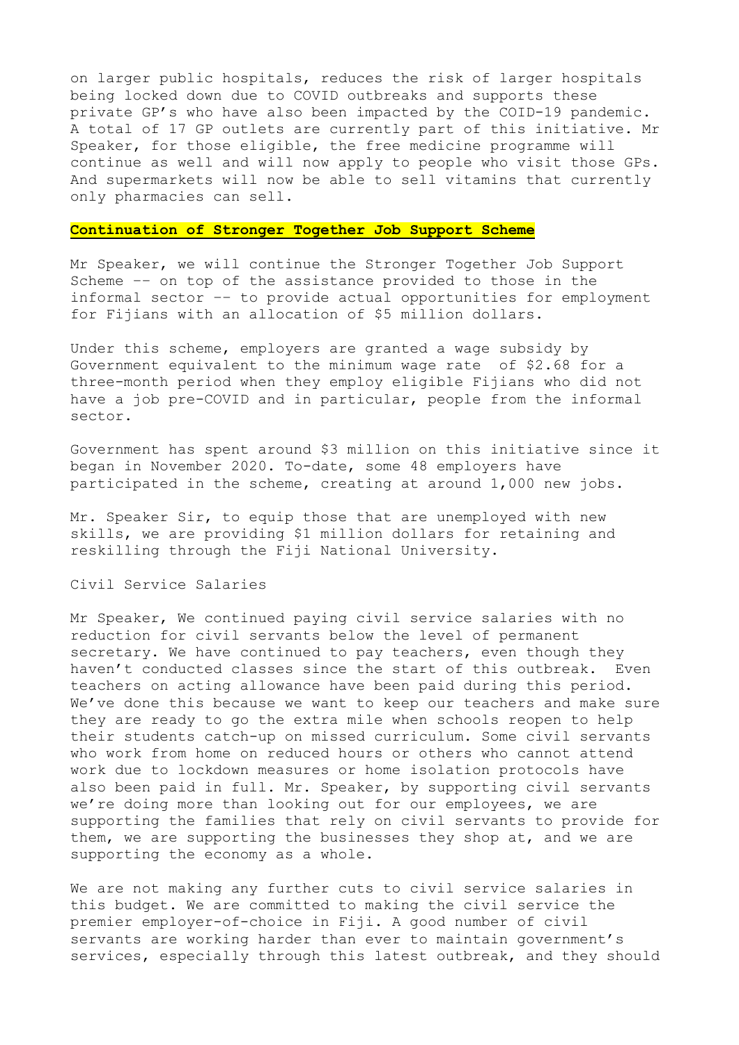on larger public hospitals, reduces the risk of larger hospitals being locked down due to COVID outbreaks and supports these private GP's who have also been impacted by the COID-19 pandemic. A total of 17 GP outlets are currently part of this initiative. Mr Speaker, for those eligible, the free medicine programme will continue as well and will now apply to people who visit those GPs. And supermarkets will now be able to sell vitamins that currently only pharmacies can sell.

**Continuation of Stronger Together Job Support Scheme**

Mr Speaker, we will continue the Stronger Together Job Support Scheme –– on top of the assistance provided to those in the informal sector –– to provide actual opportunities for employment for Fijians with an allocation of $5 million dollars.

Under this scheme, employers are granted a wage subsidy by Government equivalent to the minimum wage rate of $2.68 for a three-month period when they employ eligible Fijians who did not have a job pre-COVID and in particular, people from the informal sector.

Government has spent around $3 million on this initiative since it began in November 2020. To-date, some 48 employers have participated in the scheme, creating at around 1,000 new jobs.

Mr. Speaker Sir, to equip those that are unemployed with new skills, we are providing $1 million dollars for retaining and reskilling through the Fiji National University.

Civil Service Salaries

Mr Speaker, We continued paying civil service salaries with no reduction for civil servants below the level of permanent secretary. We have continued to pay teachers, even though they haven't conducted classes since the start of this outbreak. Even teachers on acting allowance have been paid during this period. We've done this because we want to keep our teachers and make sure they are ready to go the extra mile when schools reopen to help their students catch-up on missed curriculum. Some civil servants who work from home on reduced hours or others who cannot attend work due to lockdown measures or home isolation protocols have also been paid in full. Mr. Speaker, by supporting civil servants we're doing more than looking out for our employees, we are supporting the families that rely on civil servants to provide for them, we are supporting the businesses they shop at, and we are supporting the economy as a whole.

We are not making any further cuts to civil service salaries in this budget. We are committed to making the civil service the premier employer-of-choice in Fiji. A good number of civil servants are working harder than ever to maintain government's services, especially through this latest outbreak, and they should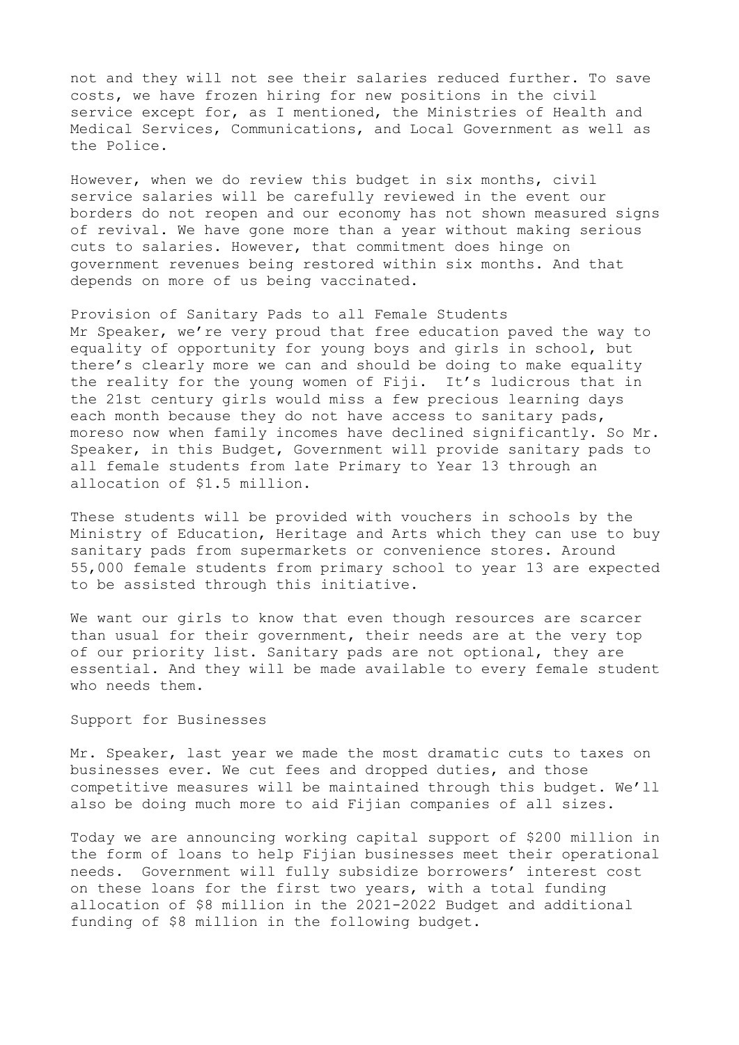not and they will not see their salaries reduced further. To save costs, we have frozen hiring for new positions in the civil service except for, as I mentioned, the Ministries of Health and Medical Services, Communications, and Local Government as well as the Police.

However, when we do review this budget in six months, civil service salaries will be carefully reviewed in the event our borders do not reopen and our economy has not shown measured signs of revival. We have gone more than a year without making serious cuts to salaries. However, that commitment does hinge on government revenues being restored within six months. And that depends on more of us being vaccinated.

## Provision of Sanitary Pads to all Female Students

Mr Speaker, we're very proud that free education paved the way to equality of opportunity for young boys and girls in school, but there's clearly more we can and should be doing to make equality the reality for the young women of Fiji. It's ludicrous that in the 21st century girls would miss a few precious learning days each month because they do not have access to sanitary pads, moreso now when family incomes have declined significantly. So Mr. Speaker, in this Budget, Government will provide sanitary pads to all female students from late Primary to Year 13 through an allocation of $1.5 million.

These students will be provided with vouchers in schools by the Ministry of Education, Heritage and Arts which they can use to buy sanitary pads from supermarkets or convenience stores. Around 55,000 female students from primary school to year 13 are expected to be assisted through this initiative.

We want our girls to know that even though resources are scarcer than usual for their government, their needs are at the very top of our priority list. Sanitary pads are not optional, they are essential. And they will be made available to every female student who needs them.

## Support for Businesses

Mr. Speaker, last year we made the most dramatic cuts to taxes on businesses ever. We cut fees and dropped duties, and those competitive measures will be maintained through this budget. We'll also be doing much more to aid Fijian companies of all sizes.

Today we are announcing working capital support of $200 million in the form of loans to help Fijian businesses meet their operational needs. Government will fully subsidize borrowers' interest cost on these loans for the first two years, with a total funding allocation of $8 million in the 2021-2022 Budget and additional funding of $8 million in the following budget.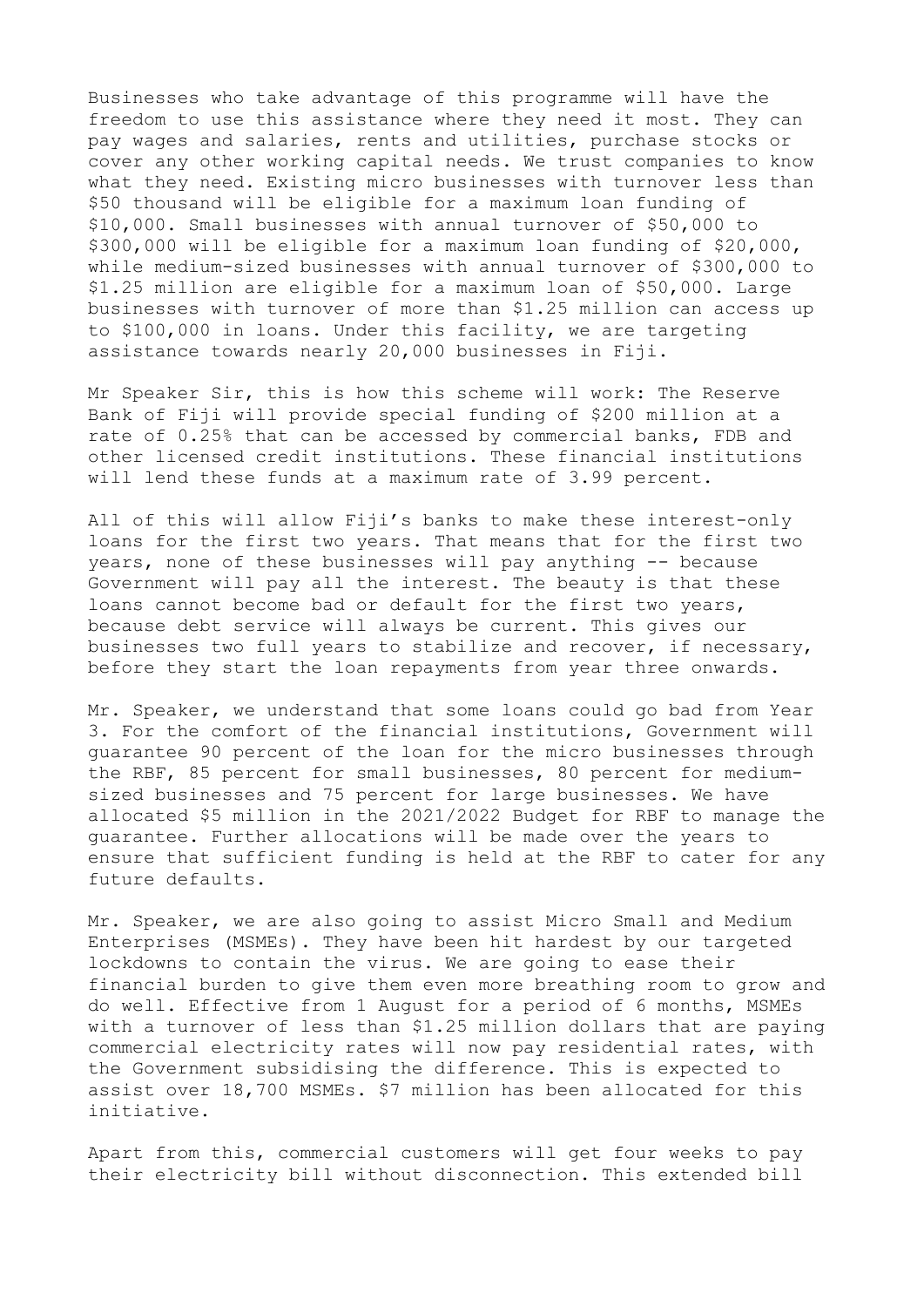Businesses who take advantage of this programme will have the freedom to use this assistance where they need it most. They can pay wages and salaries, rents and utilities, purchase stocks or cover any other working capital needs. We trust companies to know what they need. Existing micro businesses with turnover less than $50 thousand will be eligible for a maximum loan funding of $10,000. Small businesses with annual turnover of $50,000 to $300,000 will be eligible for a maximum loan funding of $20,000, while medium-sized businesses with annual turnover of $300,000 to $1.25 million are eligible for a maximum loan of $50,000. Large businesses with turnover of more than $1.25 million can access up to $100,000 in loans. Under this facility, we are targeting assistance towards nearly 20,000 businesses in Fiji.

Mr Speaker Sir, this is how this scheme will work: The Reserve Bank of Fiji will provide special funding of $200 million at a rate of 0.25% that can be accessed by commercial banks, FDB and other licensed credit institutions. These financial institutions will lend these funds at a maximum rate of 3.99 percent.

All of this will allow Fiji's banks to make these interest-only loans for the first two years. That means that for the first two years, none of these businesses will pay anything -- because Government will pay all the interest. The beauty is that these loans cannot become bad or default for the first two years, because debt service will always be current. This gives our businesses two full years to stabilize and recover, if necessary, before they start the loan repayments from year three onwards.

Mr. Speaker, we understand that some loans could go bad from Year 3. For the comfort of the financial institutions, Government will guarantee 90 percent of the loan for the micro businesses through the RBF, 85 percent for small businesses, 80 percent for medium-sized businesses and 75 percent for large businesses. We have allocated $5 million in the 2021/2022 Budget for RBF to manage the guarantee. Further allocations will be made over the years to ensure that sufficient funding is held at the RBF to cater for any future defaults.

Mr. Speaker, we are also going to assist Micro Small and Medium Enterprises (MSMEs). They have been hit hardest by our targeted lockdowns to contain the virus. We are going to ease their financial burden to give them even more breathing room to grow and do well. Effective from 1 August for a period of 6 months, MSMEs with a turnover of less than $1.25 million dollars that are paying commercial electricity rates will now pay residential rates, with the Government subsidising the difference. This is expected to assist over 18,700 MSMEs. $7 million has been allocated for this initiative.

Apart from this, commercial customers will get four weeks to pay their electricity bill without disconnection. This extended bill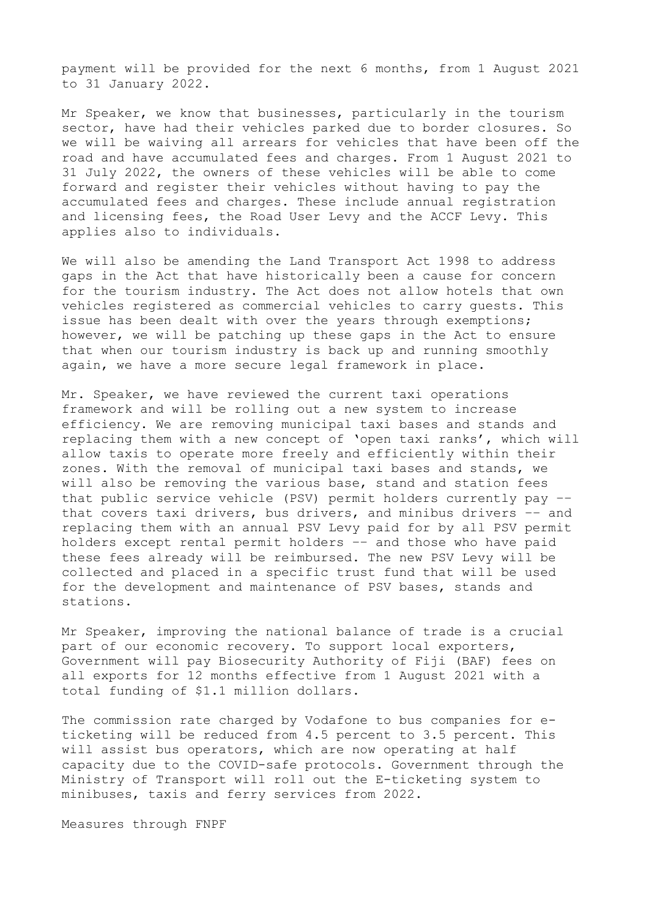payment will be provided for the next 6 months, from 1 August 2021 to 31 January 2022.

Mr Speaker, we know that businesses, particularly in the tourism sector, have had their vehicles parked due to border closures. So we will be waiving all arrears for vehicles that have been off the road and have accumulated fees and charges. From 1 August 2021 to 31 July 2022, the owners of these vehicles will be able to come forward and register their vehicles without having to pay the accumulated fees and charges. These include annual registration and licensing fees, the Road User Levy and the ACCF Levy. This applies also to individuals.

We will also be amending the Land Transport Act 1998 to address gaps in the Act that have historically been a cause for concern for the tourism industry. The Act does not allow hotels that own vehicles registered as commercial vehicles to carry guests. This issue has been dealt with over the years through exemptions; however, we will be patching up these gaps in the Act to ensure that when our tourism industry is back up and running smoothly again, we have a more secure legal framework in place.

Mr. Speaker, we have reviewed the current taxi operations framework and will be rolling out a new system to increase efficiency. We are removing municipal taxi bases and stands and replacing them with a new concept of 'open taxi ranks', which will allow taxis to operate more freely and efficiently within their zones. With the removal of municipal taxi bases and stands, we will also be removing the various base, stand and station fees that public service vehicle (PSV) permit holders currently pay -- that covers taxi drivers, bus drivers, and minibus drivers -- and replacing them with an annual PSV Levy paid for by all PSV permit holders except rental permit holders -- and those who have paid these fees already will be reimbursed. The new PSV Levy will be collected and placed in a specific trust fund that will be used for the development and maintenance of PSV bases, stands and stations.

Mr Speaker, improving the national balance of trade is a crucial part of our economic recovery. To support local exporters, Government will pay Biosecurity Authority of Fiji (BAF) fees on all exports for 12 months effective from 1 August 2021 with a total funding of $1.1 million dollars.

The commission rate charged by Vodafone to bus companies for e-ticketing will be reduced from 4.5 percent to 3.5 percent. This will assist bus operators, which are now operating at half capacity due to the COVID-safe protocols. Government through the Ministry of Transport will roll out the E-ticketing system to minibuses, taxis and ferry services from 2022.

Measures through FNPF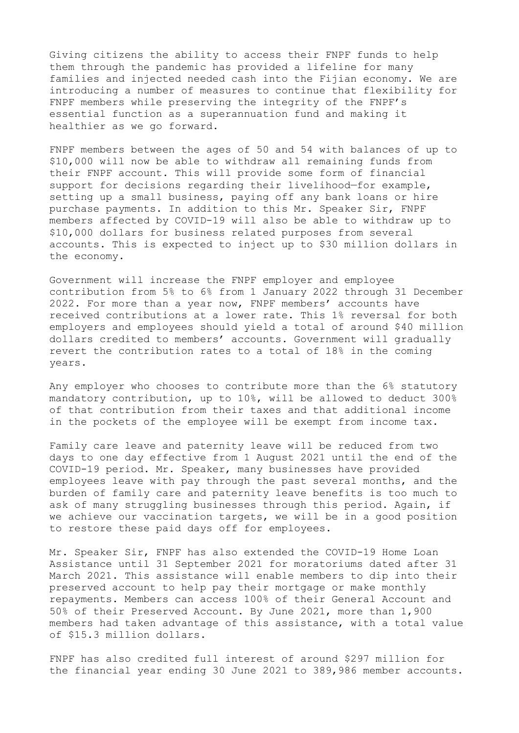Giving citizens the ability to access their FNPF funds to help them through the pandemic has provided a lifeline for many families and injected needed cash into the Fijian economy. We are introducing a number of measures to continue that flexibility for FNPF members while preserving the integrity of the FNPF's essential function as a superannuation fund and making it healthier as we go forward.

FNPF members between the ages of 50 and 54 with balances of up to \$10,000 will now be able to withdraw all remaining funds from their FNPF account. This will provide some form of financial support for decisions regarding their livelihood—for example, setting up a small business, paying off any bank loans or hire purchase payments. In addition to this Mr. Speaker Sir, FNPF members affected by COVID-19 will also be able to withdraw up to \$10,000 dollars for business related purposes from several accounts. This is expected to inject up to \$30 million dollars in the economy.

Government will increase the FNPF employer and employee contribution from 5% to 6% from 1 January 2022 through 31 December 2022. For more than a year now, FNPF members' accounts have received contributions at a lower rate. This 1% reversal for both employers and employees should yield a total of around \$40 million dollars credited to members' accounts. Government will gradually revert the contribution rates to a total of 18% in the coming years.

Any employer who chooses to contribute more than the 6% statutory mandatory contribution, up to 10%, will be allowed to deduct 300% of that contribution from their taxes and that additional income in the pockets of the employee will be exempt from income tax.

Family care leave and paternity leave will be reduced from two days to one day effective from 1 August 2021 until the end of the COVID-19 period. Mr. Speaker, many businesses have provided employees leave with pay through the past several months, and the burden of family care and paternity leave benefits is too much to ask of many struggling businesses through this period. Again, if we achieve our vaccination targets, we will be in a good position to restore these paid days off for employees.

Mr. Speaker Sir, FNPF has also extended the COVID-19 Home Loan Assistance until 31 September 2021 for moratoriums dated after 31 March 2021. This assistance will enable members to dip into their preserved account to help pay their mortgage or make monthly repayments. Members can access 100% of their General Account and 50% of their Preserved Account. By June 2021, more than 1,900 members had taken advantage of this assistance, with a total value of \$15.3 million dollars.

FNPF has also credited full interest of around \$297 million for the financial year ending 30 June 2021 to 389,986 member accounts.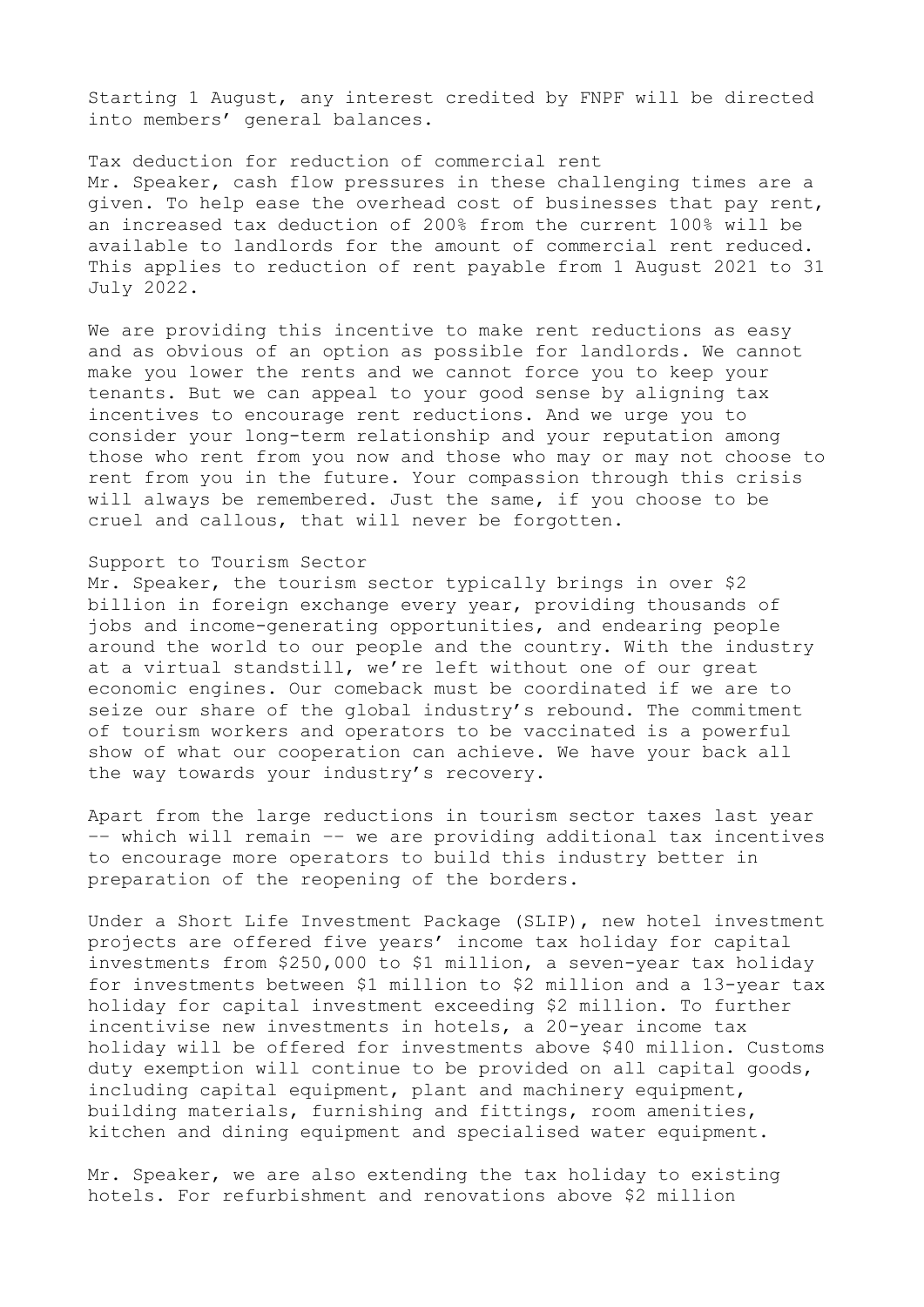Starting 1 August, any interest credited by FNPF will be directed into members' general balances.

### Tax deduction for reduction of commercial rent

Mr. Speaker, cash flow pressures in these challenging times are a given. To help ease the overhead cost of businesses that pay rent, an increased tax deduction of 200% from the current 100% will be available to landlords for the amount of commercial rent reduced. This applies to reduction of rent payable from 1 August 2021 to 31 July 2022.

We are providing this incentive to make rent reductions as easy and as obvious of an option as possible for landlords. We cannot make you lower the rents and we cannot force you to keep your tenants. But we can appeal to your good sense by aligning tax incentives to encourage rent reductions. And we urge you to consider your long-term relationship and your reputation among those who rent from you now and those who may or may not choose to rent from you in the future. Your compassion through this crisis will always be remembered. Just the same, if you choose to be cruel and callous, that will never be forgotten.

### Support to Tourism Sector

Mr. Speaker, the tourism sector typically brings in over $2 billion in foreign exchange every year, providing thousands of jobs and income-generating opportunities, and endearing people around the world to our people and the country. With the industry at a virtual standstill, we're left without one of our great economic engines. Our comeback must be coordinated if we are to seize our share of the global industry's rebound. The commitment of tourism workers and operators to be vaccinated is a powerful show of what our cooperation can achieve. We have your back all the way towards your industry's recovery.

Apart from the large reductions in tourism sector taxes last year -- which will remain -- we are providing additional tax incentives to encourage more operators to build this industry better in preparation of the reopening of the borders.

Under a Short Life Investment Package (SLIP), new hotel investment projects are offered five years' income tax holiday for capital investments from $250,000 to $1 million, a seven-year tax holiday for investments between $1 million to $2 million and a 13-year tax holiday for capital investment exceeding $2 million. To further incentivise new investments in hotels, a 20-year income tax holiday will be offered for investments above $40 million. Customs duty exemption will continue to be provided on all capital goods, including capital equipment, plant and machinery equipment, building materials, furnishing and fittings, room amenities, kitchen and dining equipment and specialised water equipment.

Mr. Speaker, we are also extending the tax holiday to existing hotels. For refurbishment and renovations above $2 million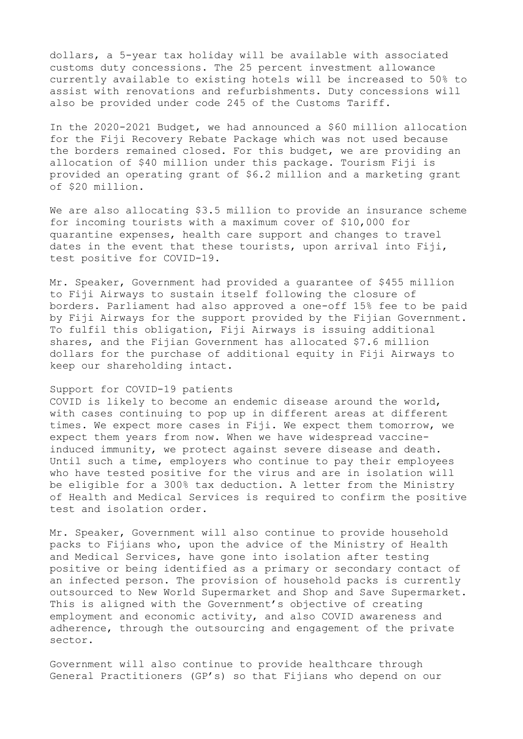dollars, a 5-year tax holiday will be available with associated customs duty concessions. The 25 percent investment allowance currently available to existing hotels will be increased to 50% to assist with renovations and refurbishments. Duty concessions will also be provided under code 245 of the Customs Tariff.

In the 2020-2021 Budget, we had announced a $60 million allocation for the Fiji Recovery Rebate Package which was not used because the borders remained closed. For this budget, we are providing an allocation of $40 million under this package. Tourism Fiji is provided an operating grant of $6.2 million and a marketing grant of $20 million.

We are also allocating $3.5 million to provide an insurance scheme for incoming tourists with a maximum cover of $10,000 for quarantine expenses, health care support and changes to travel dates in the event that these tourists, upon arrival into Fiji, test positive for COVID-19.

Mr. Speaker, Government had provided a guarantee of $455 million to Fiji Airways to sustain itself following the closure of borders. Parliament had also approved a one-off 15% fee to be paid by Fiji Airways for the support provided by the Fijian Government. To fulfil this obligation, Fiji Airways is issuing additional shares, and the Fijian Government has allocated $7.6 million dollars for the purchase of additional equity in Fiji Airways to keep our shareholding intact.

### Support for COVID-19 patients

COVID is likely to become an endemic disease around the world, with cases continuing to pop up in different areas at different times. We expect more cases in Fiji. We expect them tomorrow, we expect them years from now. When we have widespread vaccine-induced immunity, we protect against severe disease and death. Until such a time, employers who continue to pay their employees who have tested positive for the virus and are in isolation will be eligible for a 300% tax deduction. A letter from the Ministry of Health and Medical Services is required to confirm the positive test and isolation order.

Mr. Speaker, Government will also continue to provide household packs to Fijians who, upon the advice of the Ministry of Health and Medical Services, have gone into isolation after testing positive or being identified as a primary or secondary contact of an infected person. The provision of household packs is currently outsourced to New World Supermarket and Shop and Save Supermarket. This is aligned with the Government's objective of creating employment and economic activity, and also COVID awareness and adherence, through the outsourcing and engagement of the private sector.

Government will also continue to provide healthcare through General Practitioners (GP's) so that Fijians who depend on our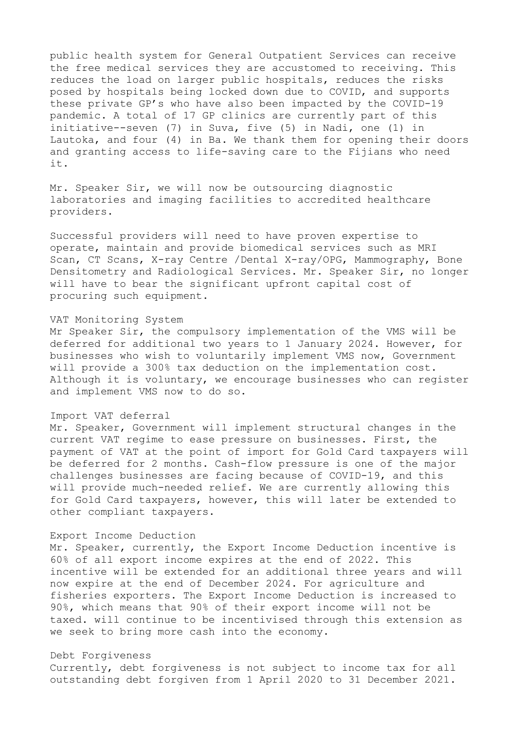public health system for General Outpatient Services can receive the free medical services they are accustomed to receiving. This reduces the load on larger public hospitals, reduces the risks posed by hospitals being locked down due to COVID, and supports these private GP's who have also been impacted by the COVID-19 pandemic. A total of 17 GP clinics are currently part of this initiative--seven (7) in Suva, five (5) in Nadi, one (1) in Lautoka, and four (4) in Ba. We thank them for opening their doors and granting access to life-saving care to the Fijians who need it.

Mr. Speaker Sir, we will now be outsourcing diagnostic laboratories and imaging facilities to accredited healthcare providers.

Successful providers will need to have proven expertise to operate, maintain and provide biomedical services such as MRI Scan, CT Scans, X-ray Centre /Dental X-ray/OPG, Mammography, Bone Densitometry and Radiological Services. Mr. Speaker Sir, no longer will have to bear the significant upfront capital cost of procuring such equipment.

### VAT Monitoring System

Mr Speaker Sir, the compulsory implementation of the VMS will be deferred for additional two years to 1 January 2024. However, for businesses who wish to voluntarily implement VMS now, Government will provide a 300% tax deduction on the implementation cost. Although it is voluntary, we encourage businesses who can register and implement VMS now to do so.

### Import VAT deferral

Mr. Speaker, Government will implement structural changes in the current VAT regime to ease pressure on businesses. First, the payment of VAT at the point of import for Gold Card taxpayers will be deferred for 2 months. Cash-flow pressure is one of the major challenges businesses are facing because of COVID-19, and this will provide much-needed relief. We are currently allowing this for Gold Card taxpayers, however, this will later be extended to other compliant taxpayers.

### Export Income Deduction

Mr. Speaker, currently, the Export Income Deduction incentive is 60% of all export income expires at the end of 2022. This incentive will be extended for an additional three years and will now expire at the end of December 2024. For agriculture and fisheries exporters. The Export Income Deduction is increased to 90%, which means that 90% of their export income will not be taxed. will continue to be incentivised through this extension as we seek to bring more cash into the economy.

### Debt Forgiveness

Currently, debt forgiveness is not subject to income tax for all outstanding debt forgiven from 1 April 2020 to 31 December 2021.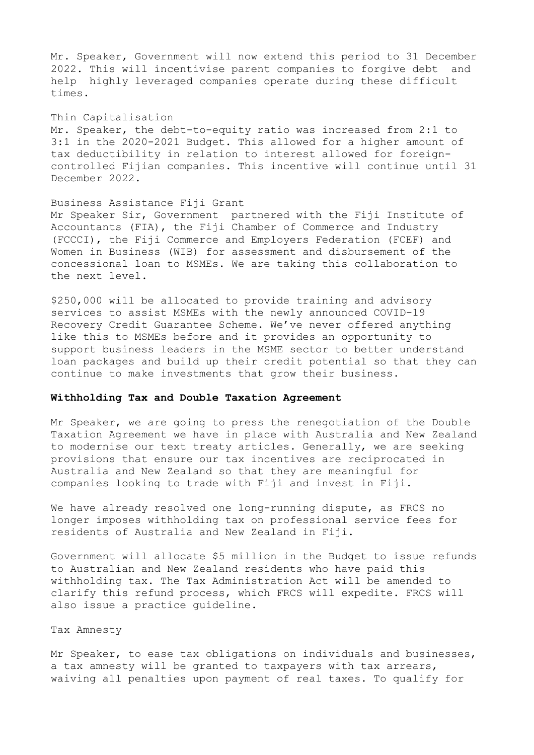Mr. Speaker, Government will now extend this period to 31 December 2022. This will incentivise parent companies to forgive debt and help highly leveraged companies operate during these difficult times.

Thin Capitalisation

Mr. Speaker, the debt-to-equity ratio was increased from 2:1 to 3:1 in the 2020-2021 Budget. This allowed for a higher amount of tax deductibility in relation to interest allowed for foreign-controlled Fijian companies. This incentive will continue until 31 December 2022.

Business Assistance Fiji Grant

Mr Speaker Sir, Government partnered with the Fiji Institute of Accountants (FIA), the Fiji Chamber of Commerce and Industry (FCCCI), the Fiji Commerce and Employers Federation (FCEF) and Women in Business (WIB) for assessment and disbursement of the concessional loan to MSMEs. We are taking this collaboration to the next level.

$250,000 will be allocated to provide training and advisory services to assist MSMEs with the newly announced COVID-19 Recovery Credit Guarantee Scheme. We've never offered anything like this to MSMEs before and it provides an opportunity to support business leaders in the MSME sector to better understand loan packages and build up their credit potential so that they can continue to make investments that grow their business.

**Withholding Tax and Double Taxation Agreement**

Mr Speaker, we are going to press the renegotiation of the Double Taxation Agreement we have in place with Australia and New Zealand to modernise our text treaty articles. Generally, we are seeking provisions that ensure our tax incentives are reciprocated in Australia and New Zealand so that they are meaningful for companies looking to trade with Fiji and invest in Fiji.

We have already resolved one long-running dispute, as FRCS no longer imposes withholding tax on professional service fees for residents of Australia and New Zealand in Fiji.

Government will allocate $5 million in the Budget to issue refunds to Australian and New Zealand residents who have paid this withholding tax. The Tax Administration Act will be amended to clarify this refund process, which FRCS will expedite. FRCS will also issue a practice guideline.

Tax Amnesty

Mr Speaker, to ease tax obligations on individuals and businesses, a tax amnesty will be granted to taxpayers with tax arrears, waiving all penalties upon payment of real taxes. To qualify for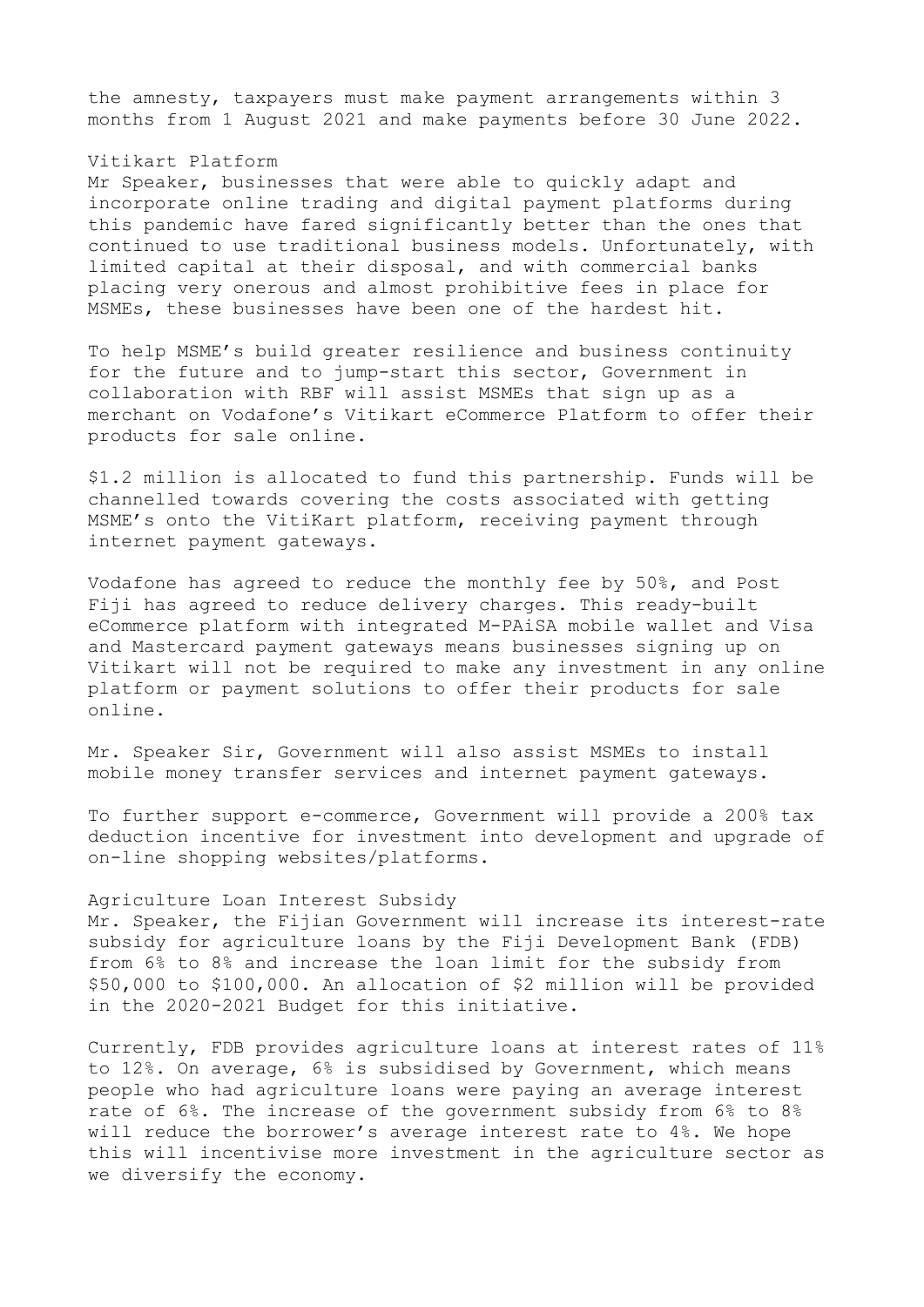the amnesty, taxpayers must make payment arrangements within 3 months from 1 August 2021 and make payments before 30 June 2022.

### Vitikart Platform

Mr Speaker, businesses that were able to quickly adapt and incorporate online trading and digital payment platforms during this pandemic have fared significantly better than the ones that continued to use traditional business models. Unfortunately, with limited capital at their disposal, and with commercial banks placing very onerous and almost prohibitive fees in place for MSMEs, these businesses have been one of the hardest hit.

To help MSME's build greater resilience and business continuity for the future and to jump-start this sector, Government in collaboration with RBF will assist MSMEs that sign up as a merchant on Vodafone's Vitikart eCommerce Platform to offer their products for sale online.

$1.2 million is allocated to fund this partnership. Funds will be channelled towards covering the costs associated with getting MSME's onto the VitiKart platform, receiving payment through internet payment gateways.

Vodafone has agreed to reduce the monthly fee by 50%, and Post Fiji has agreed to reduce delivery charges. This ready-built eCommerce platform with integrated M-PAiSA mobile wallet and Visa and Mastercard payment gateways means businesses signing up on Vitikart will not be required to make any investment in any online platform or payment solutions to offer their products for sale online.

Mr. Speaker Sir, Government will also assist MSMEs to install mobile money transfer services and internet payment gateways.

To further support e-commerce, Government will provide a 200% tax deduction incentive for investment into development and upgrade of on-line shopping websites/platforms.

### Agriculture Loan Interest Subsidy

Mr. Speaker, the Fijian Government will increase its interest-rate subsidy for agriculture loans by the Fiji Development Bank (FDB) from 6% to 8% and increase the loan limit for the subsidy from $50,000 to $100,000. An allocation of $2 million will be provided in the 2020-2021 Budget for this initiative.

Currently, FDB provides agriculture loans at interest rates of 11% to 12%. On average, 6% is subsidised by Government, which means people who had agriculture loans were paying an average interest rate of 6%. The increase of the government subsidy from 6% to 8% will reduce the borrower's average interest rate to 4%. We hope this will incentivise more investment in the agriculture sector as we diversify the economy.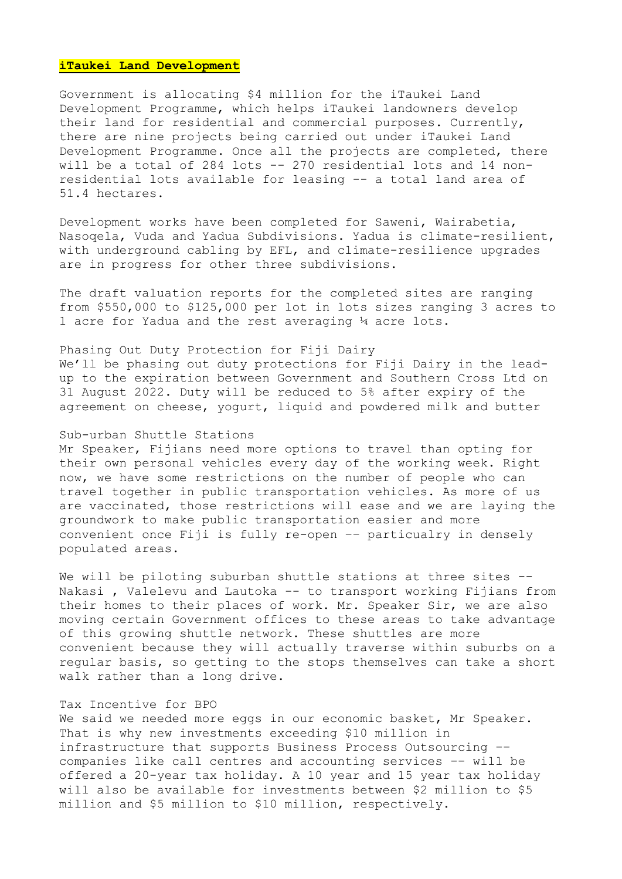**iTaukei Land Development**

Government is allocating $4 million for the iTaukei Land Development Programme, which helps iTaukei landowners develop their land for residential and commercial purposes. Currently, there are nine projects being carried out under iTaukei Land Development Programme. Once all the projects are completed, there will be a total of 284 lots -- 270 residential lots and 14 non-residential lots available for leasing -- a total land area of 51.4 hectares.

Development works have been completed for Saweni, Wairabetia, Nasoqela, Vuda and Yadua Subdivisions. Yadua is climate-resilient, with underground cabling by EFL, and climate-resilience upgrades are in progress for other three subdivisions.

The draft valuation reports for the completed sites are ranging from $550,000 to $125,000 per lot in lots sizes ranging 3 acres to 1 acre for Yadua and the rest averaging ¼ acre lots.

Phasing Out Duty Protection for Fiji Dairy

We'll be phasing out duty protections for Fiji Dairy in the lead-up to the expiration between Government and Southern Cross Ltd on 31 August 2022. Duty will be reduced to 5% after expiry of the agreement on cheese, yogurt, liquid and powdered milk and butter

Sub-urban Shuttle Stations

Mr Speaker, Fijians need more options to travel than opting for their own personal vehicles every day of the working week. Right now, we have some restrictions on the number of people who can travel together in public transportation vehicles. As more of us are vaccinated, those restrictions will ease and we are laying the groundwork to make public transportation easier and more convenient once Fiji is fully re-open –- particualry in densely populated areas.

We will be piloting suburban shuttle stations at three sites -- Nakasi , Valelevu and Lautoka -- to transport working Fijians from their homes to their places of work. Mr. Speaker Sir, we are also moving certain Government offices to these areas to take advantage of this growing shuttle network. These shuttles are more convenient because they will actually traverse within suburbs on a regular basis, so getting to the stops themselves can take a short walk rather than a long drive.

Tax Incentive for BPO

We said we needed more eggs in our economic basket, Mr Speaker. That is why new investments exceeding $10 million in infrastructure that supports Business Process Outsourcing –- companies like call centres and accounting services –- will be offered a 20-year tax holiday. A 10 year and 15 year tax holiday will also be available for investments between $2 million to $5 million and $5 million to $10 million, respectively.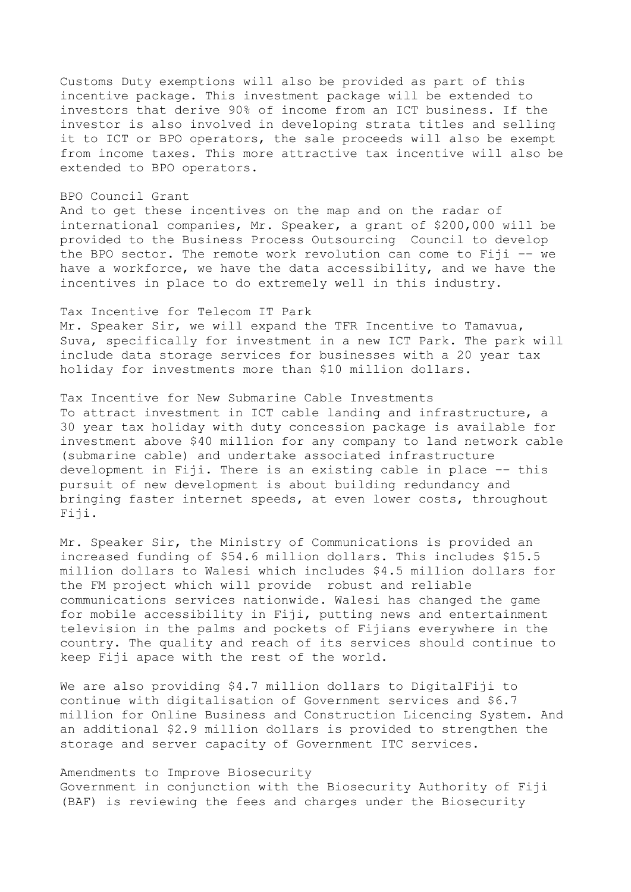Customs Duty exemptions will also be provided as part of this incentive package. This investment package will be extended to investors that derive 90% of income from an ICT business. If the investor is also involved in developing strata titles and selling it to ICT or BPO operators, the sale proceeds will also be exempt from income taxes. This more attractive tax incentive will also be extended to BPO operators.

### BPO Council Grant

And to get these incentives on the map and on the radar of international companies, Mr. Speaker, a grant of $200,000 will be provided to the Business Process Outsourcing Council to develop the BPO sector. The remote work revolution can come to Fiji -- we have a workforce, we have the data accessibility, and we have the incentives in place to do extremely well in this industry.

### Tax Incentive for Telecom IT Park

Mr. Speaker Sir, we will expand the TFR Incentive to Tamavua, Suva, specifically for investment in a new ICT Park. The park will include data storage services for businesses with a 20 year tax holiday for investments more than $10 million dollars.

### Tax Incentive for New Submarine Cable Investments

To attract investment in ICT cable landing and infrastructure, a 30 year tax holiday with duty concession package is available for investment above $40 million for any company to land network cable (submarine cable) and undertake associated infrastructure development in Fiji. There is an existing cable in place -- this pursuit of new development is about building redundancy and bringing faster internet speeds, at even lower costs, throughout Fiji.

Mr. Speaker Sir, the Ministry of Communications is provided an increased funding of $54.6 million dollars. This includes $15.5 million dollars to Walesi which includes $4.5 million dollars for the FM project which will provide robust and reliable communications services nationwide. Walesi has changed the game for mobile accessibility in Fiji, putting news and entertainment television in the palms and pockets of Fijians everywhere in the country. The quality and reach of its services should continue to keep Fiji apace with the rest of the world.

We are also providing $4.7 million dollars to DigitalFiji to continue with digitalisation of Government services and $6.7 million for Online Business and Construction Licencing System. And an additional $2.9 million dollars is provided to strengthen the storage and server capacity of Government ITC services.

### Amendments to Improve Biosecurity

Government in conjunction with the Biosecurity Authority of Fiji (BAF) is reviewing the fees and charges under the Biosecurity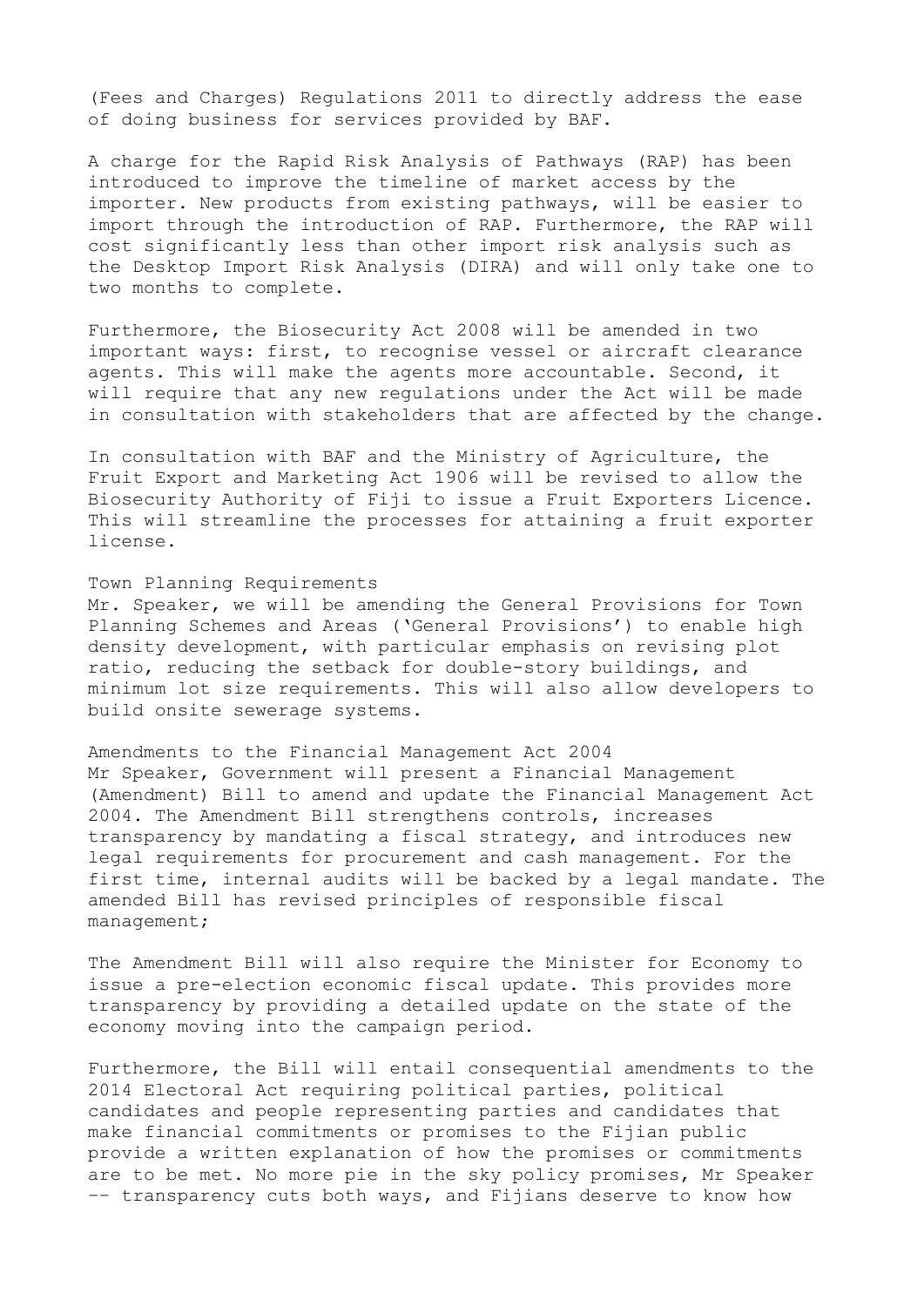(Fees and Charges) Regulations 2011 to directly address the ease of doing business for services provided by BAF.

A charge for the Rapid Risk Analysis of Pathways (RAP) has been introduced to improve the timeline of market access by the importer. New products from existing pathways, will be easier to import through the introduction of RAP. Furthermore, the RAP will cost significantly less than other import risk analysis such as the Desktop Import Risk Analysis (DIRA) and will only take one to two months to complete.

Furthermore, the Biosecurity Act 2008 will be amended in two important ways: first, to recognise vessel or aircraft clearance agents. This will make the agents more accountable. Second, it will require that any new regulations under the Act will be made in consultation with stakeholders that are affected by the change.

In consultation with BAF and the Ministry of Agriculture, the Fruit Export and Marketing Act 1906 will be revised to allow the Biosecurity Authority of Fiji to issue a Fruit Exporters Licence. This will streamline the processes for attaining a fruit exporter license.

## Town Planning Requirements

Mr. Speaker, we will be amending the General Provisions for Town Planning Schemes and Areas ('General Provisions') to enable high density development, with particular emphasis on revising plot ratio, reducing the setback for double-story buildings, and minimum lot size requirements. This will also allow developers to build onsite sewerage systems.

## Amendments to the Financial Management Act 2004

Mr Speaker, Government will present a Financial Management (Amendment) Bill to amend and update the Financial Management Act 2004. The Amendment Bill strengthens controls, increases transparency by mandating a fiscal strategy, and introduces new legal requirements for procurement and cash management. For the first time, internal audits will be backed by a legal mandate. The amended Bill has revised principles of responsible fiscal management;

The Amendment Bill will also require the Minister for Economy to issue a pre-election economic fiscal update. This provides more transparency by providing a detailed update on the state of the economy moving into the campaign period.

Furthermore, the Bill will entail consequential amendments to the 2014 Electoral Act requiring political parties, political candidates and people representing parties and candidates that make financial commitments or promises to the Fijian public provide a written explanation of how the promises or commitments are to be met. No more pie in the sky policy promises, Mr Speaker -- transparency cuts both ways, and Fijians deserve to know how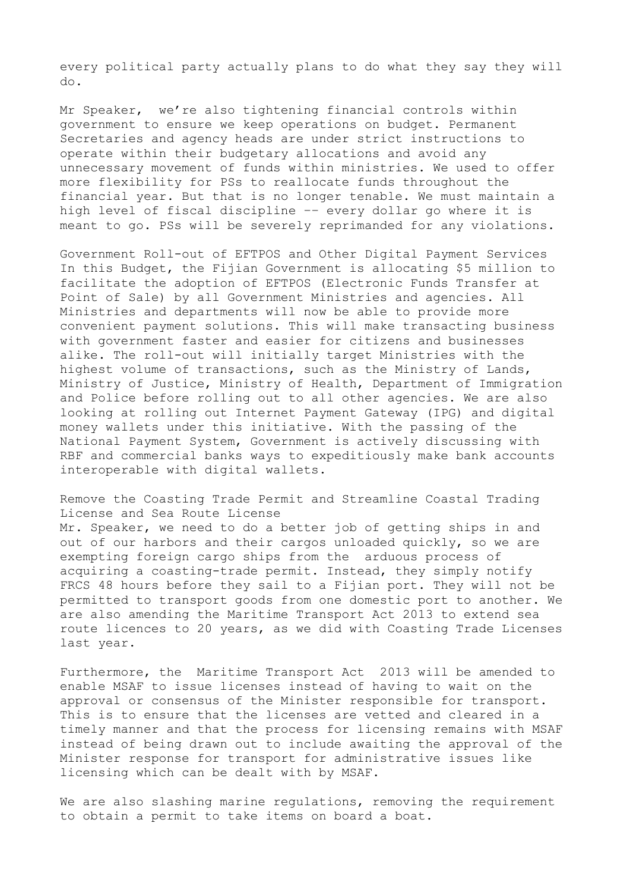every political party actually plans to do what they say they will do.

Mr Speaker, we're also tightening financial controls within government to ensure we keep operations on budget. Permanent Secretaries and agency heads are under strict instructions to operate within their budgetary allocations and avoid any unnecessary movement of funds within ministries. We used to offer more flexibility for PSs to reallocate funds throughout the financial year. But that is no longer tenable. We must maintain a high level of fiscal discipline -- every dollar go where it is meant to go. PSs will be severely reprimanded for any violations.

## Government Roll-out of EFTPOS and Other Digital Payment Services

In this Budget, the Fijian Government is allocating $5 million to facilitate the adoption of EFTPOS (Electronic Funds Transfer at Point of Sale) by all Government Ministries and agencies. All Ministries and departments will now be able to provide more convenient payment solutions. This will make transacting business with government faster and easier for citizens and businesses alike. The roll-out will initially target Ministries with the highest volume of transactions, such as the Ministry of Lands, Ministry of Justice, Ministry of Health, Department of Immigration and Police before rolling out to all other agencies. We are also looking at rolling out Internet Payment Gateway (IPG) and digital money wallets under this initiative. With the passing of the National Payment System, Government is actively discussing with RBF and commercial banks ways to expeditiously make bank accounts interoperable with digital wallets.

## Remove the Coasting Trade Permit and Streamline Coastal Trading License and Sea Route License

Mr. Speaker, we need to do a better job of getting ships in and out of our harbors and their cargos unloaded quickly, so we are exempting foreign cargo ships from the arduous process of acquiring a coasting-trade permit. Instead, they simply notify FRCS 48 hours before they sail to a Fijian port. They will not be permitted to transport goods from one domestic port to another. We are also amending the Maritime Transport Act 2013 to extend sea route licences to 20 years, as we did with Coasting Trade Licenses last year.

Furthermore, the Maritime Transport Act 2013 will be amended to enable MSAF to issue licenses instead of having to wait on the approval or consensus of the Minister responsible for transport. This is to ensure that the licenses are vetted and cleared in a timely manner and that the process for licensing remains with MSAF instead of being drawn out to include awaiting the approval of the Minister response for transport for administrative issues like licensing which can be dealt with by MSAF.

We are also slashing marine regulations, removing the requirement to obtain a permit to take items on board a boat.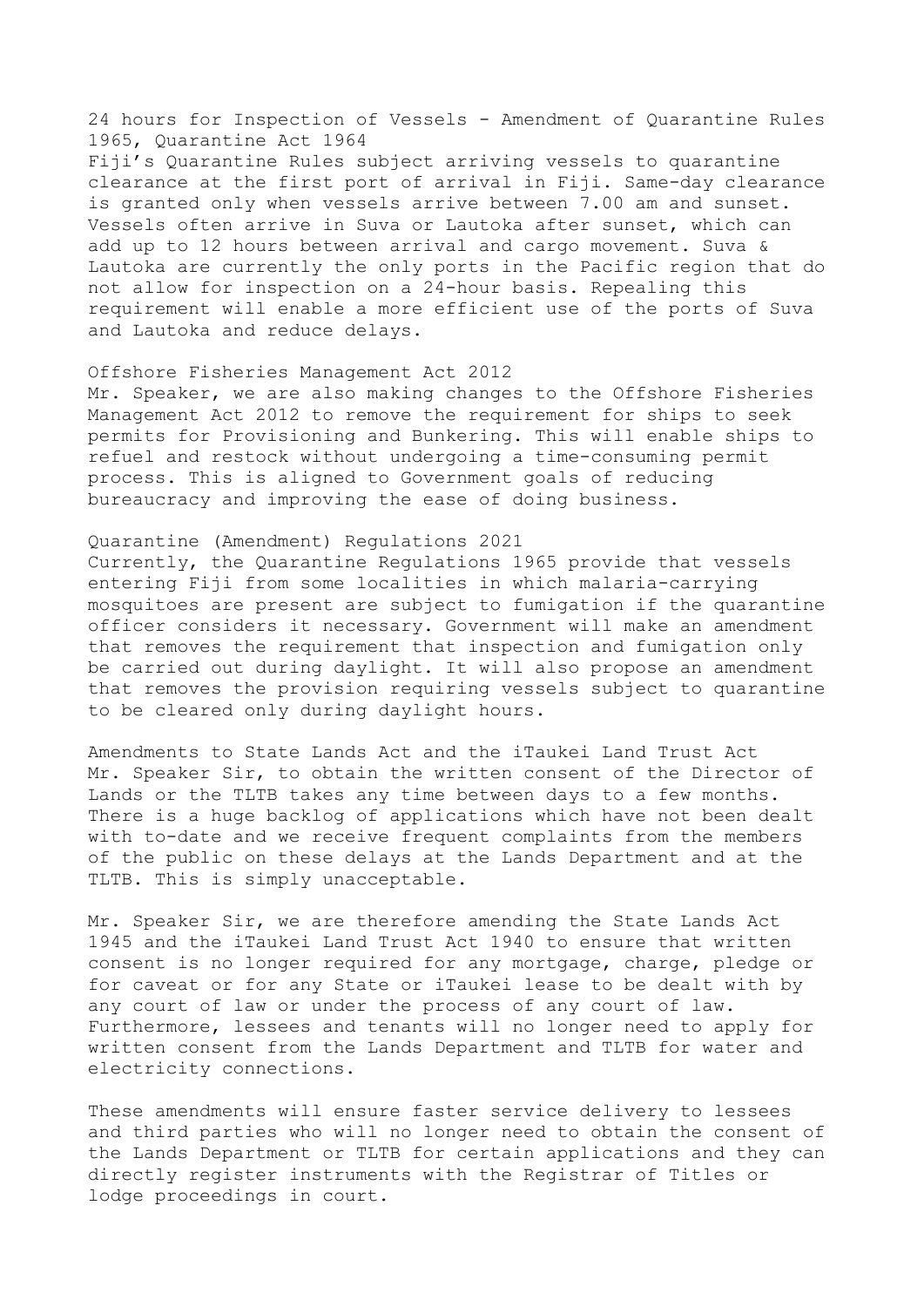### 24 hours for Inspection of Vessels - Amendment of Quarantine Rules 1965, Quarantine Act 1964

Fiji's Quarantine Rules subject arriving vessels to quarantine clearance at the first port of arrival in Fiji. Same-day clearance is granted only when vessels arrive between 7.00 am and sunset. Vessels often arrive in Suva or Lautoka after sunset, which can add up to 12 hours between arrival and cargo movement. Suva & Lautoka are currently the only ports in the Pacific region that do not allow for inspection on a 24-hour basis. Repealing this requirement will enable a more efficient use of the ports of Suva and Lautoka and reduce delays.

### Offshore Fisheries Management Act 2012

Mr. Speaker, we are also making changes to the Offshore Fisheries Management Act 2012 to remove the requirement for ships to seek permits for Provisioning and Bunkering. This will enable ships to refuel and restock without undergoing a time-consuming permit process. This is aligned to Government goals of reducing bureaucracy and improving the ease of doing business.

### Quarantine (Amendment) Regulations 2021

Currently, the Quarantine Regulations 1965 provide that vessels entering Fiji from some localities in which malaria-carrying mosquitoes are present are subject to fumigation if the quarantine officer considers it necessary. Government will make an amendment that removes the requirement that inspection and fumigation only be carried out during daylight. It will also propose an amendment that removes the provision requiring vessels subject to quarantine to be cleared only during daylight hours.

### Amendments to State Lands Act and the iTaukei Land Trust Act

Mr. Speaker Sir, to obtain the written consent of the Director of Lands or the TLTB takes any time between days to a few months. There is a huge backlog of applications which have not been dealt with to-date and we receive frequent complaints from the members of the public on these delays at the Lands Department and at the TLTB. This is simply unacceptable.

Mr. Speaker Sir, we are therefore amending the State Lands Act 1945 and the iTaukei Land Trust Act 1940 to ensure that written consent is no longer required for any mortgage, charge, pledge or for caveat or for any State or iTaukei lease to be dealt with by any court of law or under the process of any court of law. Furthermore, lessees and tenants will no longer need to apply for written consent from the Lands Department and TLTB for water and electricity connections.

These amendments will ensure faster service delivery to lessees and third parties who will no longer need to obtain the consent of the Lands Department or TLTB for certain applications and they can directly register instruments with the Registrar of Titles or lodge proceedings in court.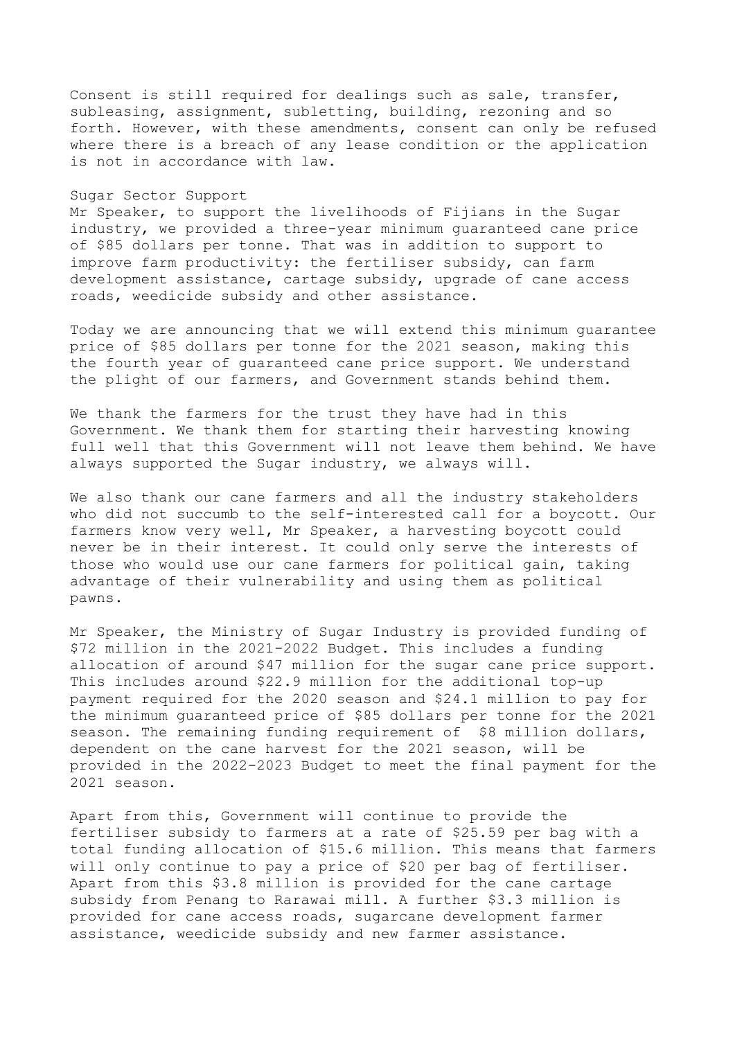Consent is still required for dealings such as sale, transfer, subleasing, assignment, subletting, building, rezoning and so forth. However, with these amendments, consent can only be refused where there is a breach of any lease condition or the application is not in accordance with law.

## Sugar Sector Support

Mr Speaker, to support the livelihoods of Fijians in the Sugar industry, we provided a three-year minimum guaranteed cane price of $85 dollars per tonne. That was in addition to support to improve farm productivity: the fertiliser subsidy, can farm development assistance, cartage subsidy, upgrade of cane access roads, weedicide subsidy and other assistance.

Today we are announcing that we will extend this minimum guarantee price of $85 dollars per tonne for the 2021 season, making this the fourth year of guaranteed cane price support. We understand the plight of our farmers, and Government stands behind them.

We thank the farmers for the trust they have had in this Government. We thank them for starting their harvesting knowing full well that this Government will not leave them behind. We have always supported the Sugar industry, we always will.

We also thank our cane farmers and all the industry stakeholders who did not succumb to the self-interested call for a boycott. Our farmers know very well, Mr Speaker, a harvesting boycott could never be in their interest. It could only serve the interests of those who would use our cane farmers for political gain, taking advantage of their vulnerability and using them as political pawns.

Mr Speaker, the Ministry of Sugar Industry is provided funding of $72 million in the 2021-2022 Budget. This includes a funding allocation of around $47 million for the sugar cane price support. This includes around $22.9 million for the additional top-up payment required for the 2020 season and $24.1 million to pay for the minimum guaranteed price of $85 dollars per tonne for the 2021 season. The remaining funding requirement of $8 million dollars, dependent on the cane harvest for the 2021 season, will be provided in the 2022-2023 Budget to meet the final payment for the 2021 season.

Apart from this, Government will continue to provide the fertiliser subsidy to farmers at a rate of $25.59 per bag with a total funding allocation of $15.6 million. This means that farmers will only continue to pay a price of $20 per bag of fertiliser. Apart from this $3.8 million is provided for the cane cartage subsidy from Penang to Rarawai mill. A further $3.3 million is provided for cane access roads, sugarcane development farmer assistance, weedicide subsidy and new farmer assistance.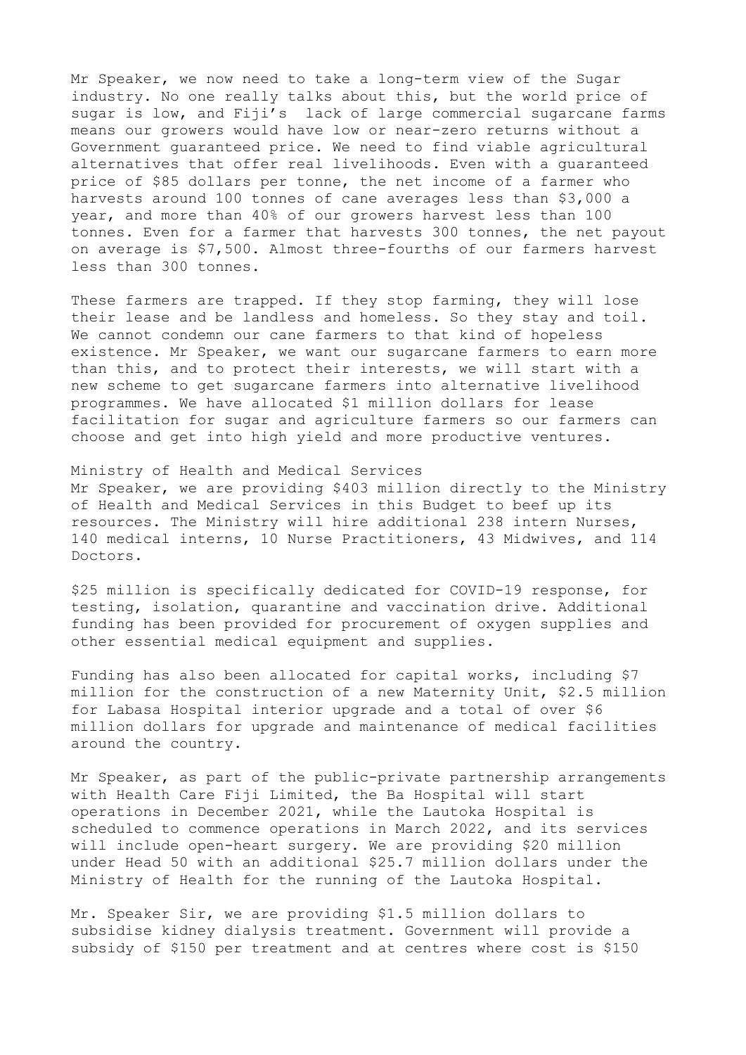Mr Speaker, we now need to take a long-term view of the Sugar industry. No one really talks about this, but the world price of sugar is low, and Fiji's lack of large commercial sugarcane farms means our growers would have low or near-zero returns without a Government guaranteed price. We need to find viable agricultural alternatives that offer real livelihoods. Even with a guaranteed price of $85 dollars per tonne, the net income of a farmer who harvests around 100 tonnes of cane averages less than $3,000 a year, and more than 40% of our growers harvest less than 100 tonnes. Even for a farmer that harvests 300 tonnes, the net payout on average is $7,500. Almost three-fourths of our farmers harvest less than 300 tonnes.

These farmers are trapped. If they stop farming, they will lose their lease and be landless and homeless. So they stay and toil. We cannot condemn our cane farmers to that kind of hopeless existence. Mr Speaker, we want our sugarcane farmers to earn more than this, and to protect their interests, we will start with a new scheme to get sugarcane farmers into alternative livelihood programmes. We have allocated $1 million dollars for lease facilitation for sugar and agriculture farmers so our farmers can choose and get into high yield and more productive ventures.

## Ministry of Health and Medical Services

Mr Speaker, we are providing $403 million directly to the Ministry of Health and Medical Services in this Budget to beef up its resources. The Ministry will hire additional 238 intern Nurses, 140 medical interns, 10 Nurse Practitioners, 43 Midwives, and 114 Doctors.

$25 million is specifically dedicated for COVID-19 response, for testing, isolation, quarantine and vaccination drive. Additional funding has been provided for procurement of oxygen supplies and other essential medical equipment and supplies.

Funding has also been allocated for capital works, including $7 million for the construction of a new Maternity Unit, $2.5 million for Labasa Hospital interior upgrade and a total of over $6 million dollars for upgrade and maintenance of medical facilities around the country.

Mr Speaker, as part of the public-private partnership arrangements with Health Care Fiji Limited, the Ba Hospital will start operations in December 2021, while the Lautoka Hospital is scheduled to commence operations in March 2022, and its services will include open-heart surgery. We are providing $20 million under Head 50 with an additional $25.7 million dollars under the Ministry of Health for the running of the Lautoka Hospital.

Mr. Speaker Sir, we are providing $1.5 million dollars to subsidise kidney dialysis treatment. Government will provide a subsidy of $150 per treatment and at centres where cost is $150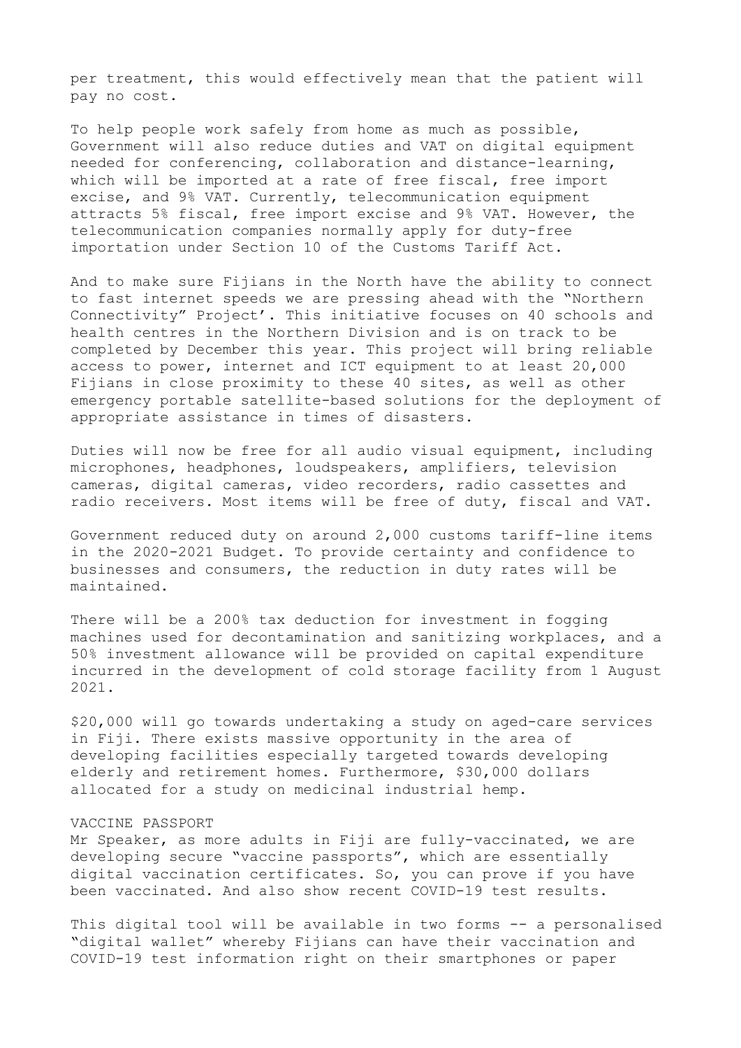per treatment, this would effectively mean that the patient will pay no cost.

To help people work safely from home as much as possible, Government will also reduce duties and VAT on digital equipment needed for conferencing, collaboration and distance-learning, which will be imported at a rate of free fiscal, free import excise, and 9% VAT. Currently, telecommunication equipment attracts 5% fiscal, free import excise and 9% VAT. However, the telecommunication companies normally apply for duty-free importation under Section 10 of the Customs Tariff Act.

And to make sure Fijians in the North have the ability to connect to fast internet speeds we are pressing ahead with the "Northern Connectivity" Project'. This initiative focuses on 40 schools and health centres in the Northern Division and is on track to be completed by December this year. This project will bring reliable access to power, internet and ICT equipment to at least 20,000 Fijians in close proximity to these 40 sites, as well as other emergency portable satellite-based solutions for the deployment of appropriate assistance in times of disasters.

Duties will now be free for all audio visual equipment, including microphones, headphones, loudspeakers, amplifiers, television cameras, digital cameras, video recorders, radio cassettes and radio receivers. Most items will be free of duty, fiscal and VAT.

Government reduced duty on around 2,000 customs tariff-line items in the 2020-2021 Budget. To provide certainty and confidence to businesses and consumers, the reduction in duty rates will be maintained.

There will be a 200% tax deduction for investment in fogging machines used for decontamination and sanitizing workplaces, and a 50% investment allowance will be provided on capital expenditure incurred in the development of cold storage facility from 1 August 2021.

$20,000 will go towards undertaking a study on aged-care services in Fiji. There exists massive opportunity in the area of developing facilities especially targeted towards developing elderly and retirement homes. Furthermore, $30,000 dollars allocated for a study on medicinal industrial hemp.

VACCINE PASSPORT

Mr Speaker, as more adults in Fiji are fully-vaccinated, we are developing secure "vaccine passports", which are essentially digital vaccination certificates. So, you can prove if you have been vaccinated. And also show recent COVID-19 test results.

This digital tool will be available in two forms -- a personalised "digital wallet" whereby Fijians can have their vaccination and COVID-19 test information right on their smartphones or paper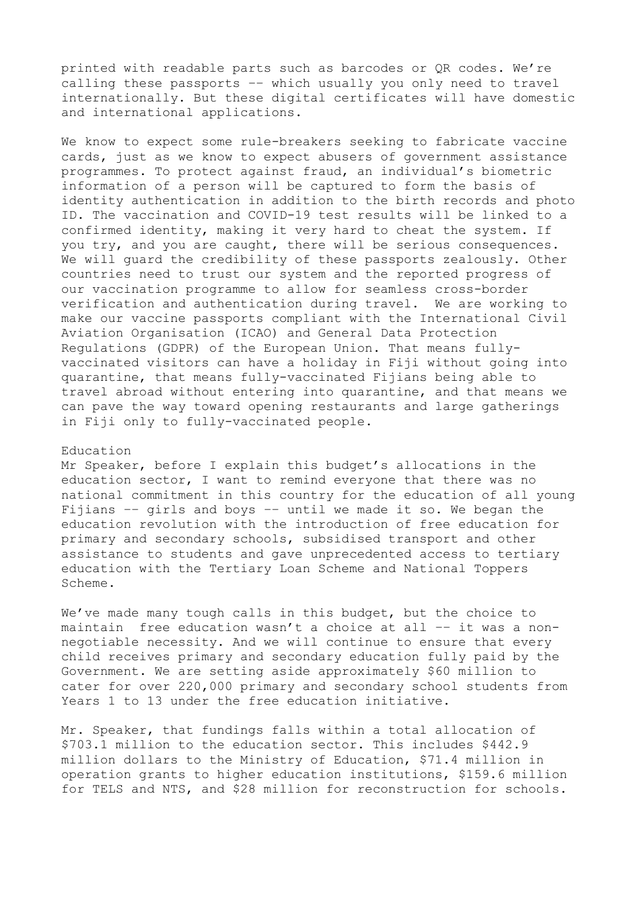printed with readable parts such as barcodes or QR codes. We're calling these passports -- which usually you only need to travel internationally. But these digital certificates will have domestic and international applications.

We know to expect some rule-breakers seeking to fabricate vaccine cards, just as we know to expect abusers of government assistance programmes. To protect against fraud, an individual's biometric information of a person will be captured to form the basis of identity authentication in addition to the birth records and photo ID. The vaccination and COVID-19 test results will be linked to a confirmed identity, making it very hard to cheat the system. If you try, and you are caught, there will be serious consequences. We will guard the credibility of these passports zealously. Other countries need to trust our system and the reported progress of our vaccination programme to allow for seamless cross-border verification and authentication during travel. We are working to make our vaccine passports compliant with the International Civil Aviation Organisation (ICAO) and General Data Protection Regulations (GDPR) of the European Union. That means fully-vaccinated visitors can have a holiday in Fiji without going into quarantine, that means fully-vaccinated Fijians being able to travel abroad without entering into quarantine, and that means we can pave the way toward opening restaurants and large gatherings in Fiji only to fully-vaccinated people.

## Education

Mr Speaker, before I explain this budget's allocations in the education sector, I want to remind everyone that there was no national commitment in this country for the education of all young Fijians -- girls and boys -- until we made it so. We began the education revolution with the introduction of free education for primary and secondary schools, subsidised transport and other assistance to students and gave unprecedented access to tertiary education with the Tertiary Loan Scheme and National Toppers Scheme.

We've made many tough calls in this budget, but the choice to maintain free education wasn't a choice at all -- it was a non-negotiable necessity. And we will continue to ensure that every child receives primary and secondary education fully paid by the Government. We are setting aside approximately $60 million to cater for over 220,000 primary and secondary school students from Years 1 to 13 under the free education initiative.

Mr. Speaker, that fundings falls within a total allocation of $703.1 million to the education sector. This includes $442.9 million dollars to the Ministry of Education, $71.4 million in operation grants to higher education institutions, $159.6 million for TELS and NTS, and $28 million for reconstruction for schools.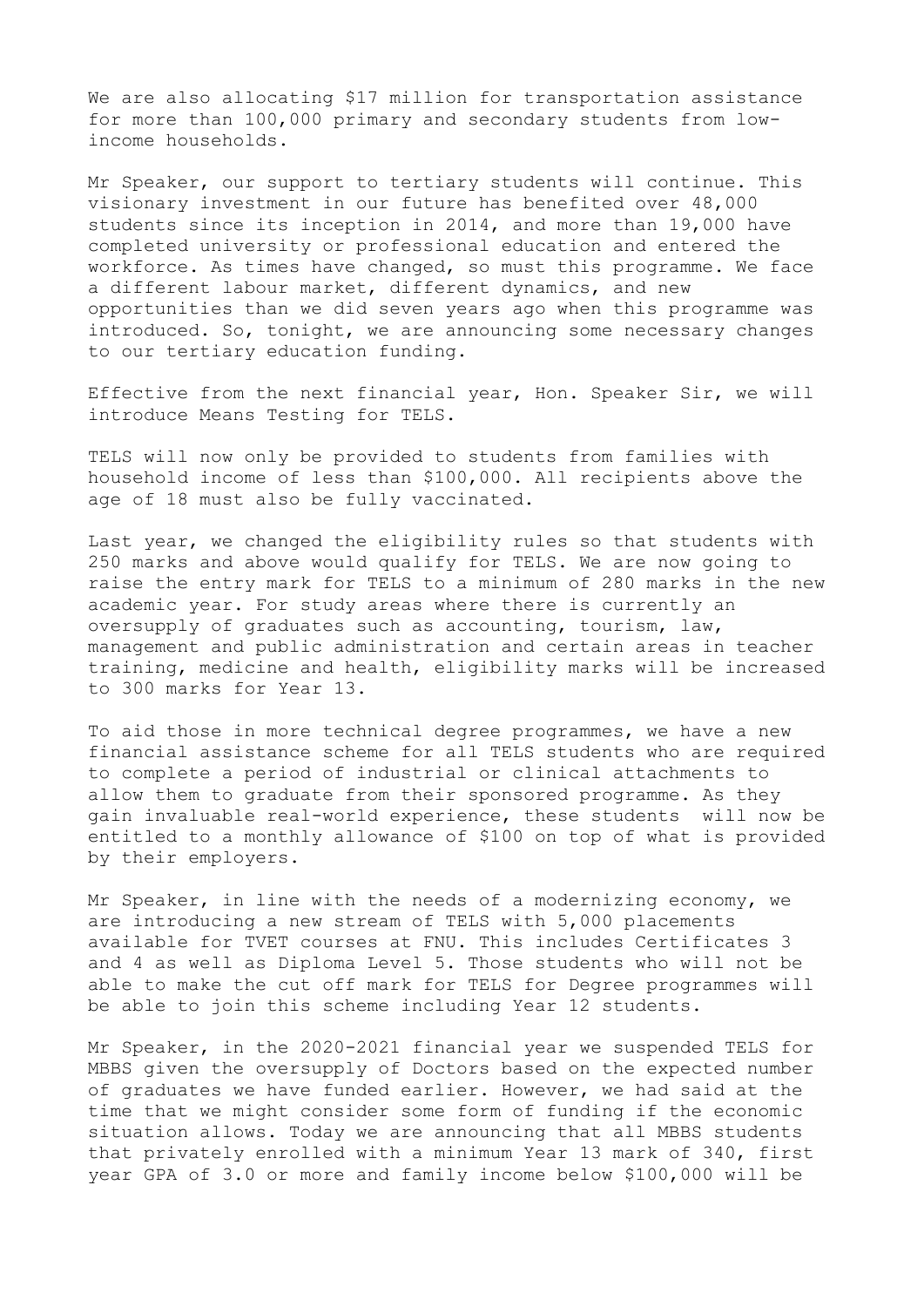We are also allocating $17 million for transportation assistance for more than 100,000 primary and secondary students from low-income households.

Mr Speaker, our support to tertiary students will continue. This visionary investment in our future has benefited over 48,000 students since its inception in 2014, and more than 19,000 have completed university or professional education and entered the workforce. As times have changed, so must this programme. We face a different labour market, different dynamics, and new opportunities than we did seven years ago when this programme was introduced. So, tonight, we are announcing some necessary changes to our tertiary education funding.

Effective from the next financial year, Hon. Speaker Sir, we will introduce Means Testing for TELS.

TELS will now only be provided to students from families with household income of less than $100,000. All recipients above the age of 18 must also be fully vaccinated.

Last year, we changed the eligibility rules so that students with 250 marks and above would qualify for TELS. We are now going to raise the entry mark for TELS to a minimum of 280 marks in the new academic year. For study areas where there is currently an oversupply of graduates such as accounting, tourism, law, management and public administration and certain areas in teacher training, medicine and health, eligibility marks will be increased to 300 marks for Year 13.

To aid those in more technical degree programmes, we have a new financial assistance scheme for all TELS students who are required to complete a period of industrial or clinical attachments to allow them to graduate from their sponsored programme. As they gain invaluable real-world experience, these students will now be entitled to a monthly allowance of $100 on top of what is provided by their employers.

Mr Speaker, in line with the needs of a modernizing economy, we are introducing a new stream of TELS with 5,000 placements available for TVET courses at FNU. This includes Certificates 3 and 4 as well as Diploma Level 5. Those students who will not be able to make the cut off mark for TELS for Degree programmes will be able to join this scheme including Year 12 students.

Mr Speaker, in the 2020-2021 financial year we suspended TELS for MBBS given the oversupply of Doctors based on the expected number of graduates we have funded earlier. However, we had said at the time that we might consider some form of funding if the economic situation allows. Today we are announcing that all MBBS students that privately enrolled with a minimum Year 13 mark of 340, first year GPA of 3.0 or more and family income below $100,000 will be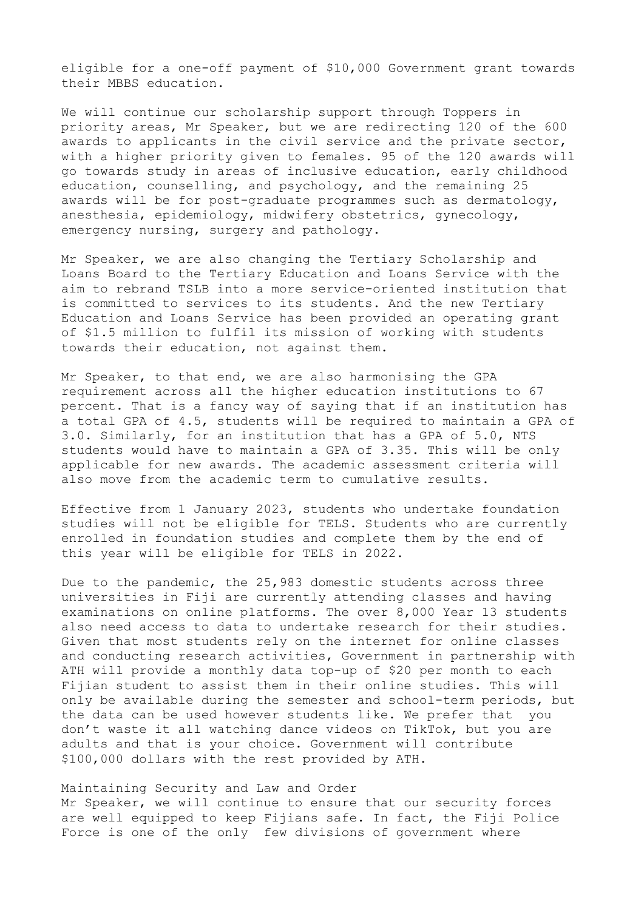eligible for a one-off payment of $10,000 Government grant towards their MBBS education.

We will continue our scholarship support through Toppers in priority areas, Mr Speaker, but we are redirecting 120 of the 600 awards to applicants in the civil service and the private sector, with a higher priority given to females. 95 of the 120 awards will go towards study in areas of inclusive education, early childhood education, counselling, and psychology, and the remaining 25 awards will be for post-graduate programmes such as dermatology, anesthesia, epidemiology, midwifery obstetrics, gynecology, emergency nursing, surgery and pathology.

Mr Speaker, we are also changing the Tertiary Scholarship and Loans Board to the Tertiary Education and Loans Service with the aim to rebrand TSLB into a more service-oriented institution that is committed to services to its students. And the new Tertiary Education and Loans Service has been provided an operating grant of $1.5 million to fulfil its mission of working with students towards their education, not against them.

Mr Speaker, to that end, we are also harmonising the GPA requirement across all the higher education institutions to 67 percent. That is a fancy way of saying that if an institution has a total GPA of 4.5, students will be required to maintain a GPA of 3.0. Similarly, for an institution that has a GPA of 5.0, NTS students would have to maintain a GPA of 3.35. This will be only applicable for new awards. The academic assessment criteria will also move from the academic term to cumulative results.

Effective from 1 January 2023, students who undertake foundation studies will not be eligible for TELS. Students who are currently enrolled in foundation studies and complete them by the end of this year will be eligible for TELS in 2022.

Due to the pandemic, the 25,983 domestic students across three universities in Fiji are currently attending classes and having examinations on online platforms. The over 8,000 Year 13 students also need access to data to undertake research for their studies. Given that most students rely on the internet for online classes and conducting research activities, Government in partnership with ATH will provide a monthly data top-up of $20 per month to each Fijian student to assist them in their online studies. This will only be available during the semester and school-term periods, but the data can be used however students like. We prefer that you don't waste it all watching dance videos on TikTok, but you are adults and that is your choice. Government will contribute $100,000 dollars with the rest provided by ATH.

## Maintaining Security and Law and Order

Mr Speaker, we will continue to ensure that our security forces are well equipped to keep Fijians safe. In fact, the Fiji Police Force is one of the only few divisions of government where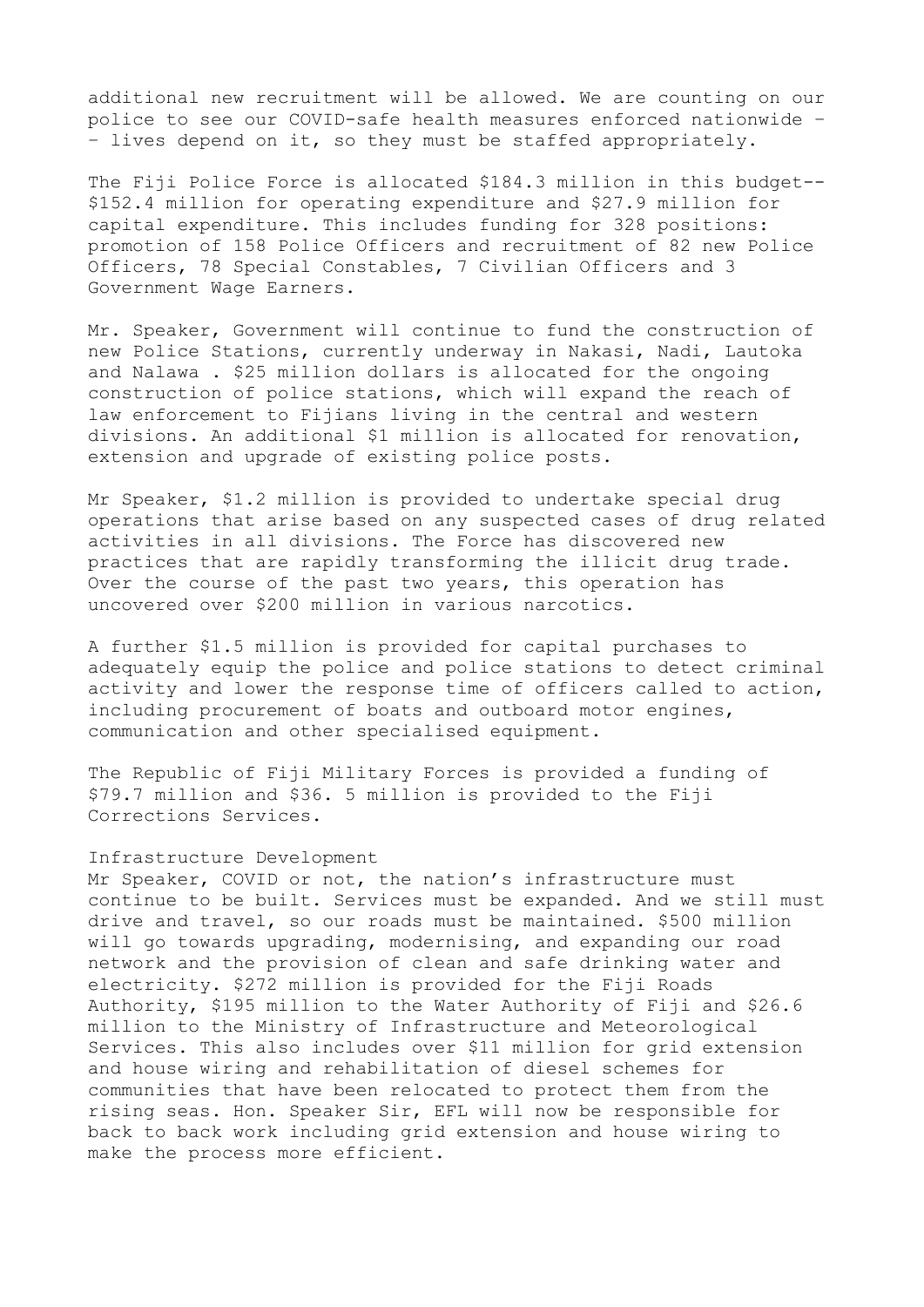additional new recruitment will be allowed. We are counting on our police to see our COVID-safe health measures enforced nationwide – – lives depend on it, so they must be staffed appropriately.

The Fiji Police Force is allocated $184.3 million in this budget-- $152.4 million for operating expenditure and $27.9 million for capital expenditure. This includes funding for 328 positions: promotion of 158 Police Officers and recruitment of 82 new Police Officers, 78 Special Constables, 7 Civilian Officers and 3 Government Wage Earners.

Mr. Speaker, Government will continue to fund the construction of new Police Stations, currently underway in Nakasi, Nadi, Lautoka and Nalawa . $25 million dollars is allocated for the ongoing construction of police stations, which will expand the reach of law enforcement to Fijians living in the central and western divisions. An additional $1 million is allocated for renovation, extension and upgrade of existing police posts.

Mr Speaker, $1.2 million is provided to undertake special drug operations that arise based on any suspected cases of drug related activities in all divisions. The Force has discovered new practices that are rapidly transforming the illicit drug trade. Over the course of the past two years, this operation has uncovered over $200 million in various narcotics.

A further $1.5 million is provided for capital purchases to adequately equip the police and police stations to detect criminal activity and lower the response time of officers called to action, including procurement of boats and outboard motor engines, communication and other specialised equipment.

The Republic of Fiji Military Forces is provided a funding of $79.7 million and $36. 5 million is provided to the Fiji Corrections Services.

## Infrastructure Development

Mr Speaker, COVID or not, the nation's infrastructure must continue to be built. Services must be expanded. And we still must drive and travel, so our roads must be maintained. $500 million will go towards upgrading, modernising, and expanding our road network and the provision of clean and safe drinking water and electricity. $272 million is provided for the Fiji Roads Authority, $195 million to the Water Authority of Fiji and $26.6 million to the Ministry of Infrastructure and Meteorological Services. This also includes over $11 million for grid extension and house wiring and rehabilitation of diesel schemes for communities that have been relocated to protect them from the rising seas. Hon. Speaker Sir, EFL will now be responsible for back to back work including grid extension and house wiring to make the process more efficient.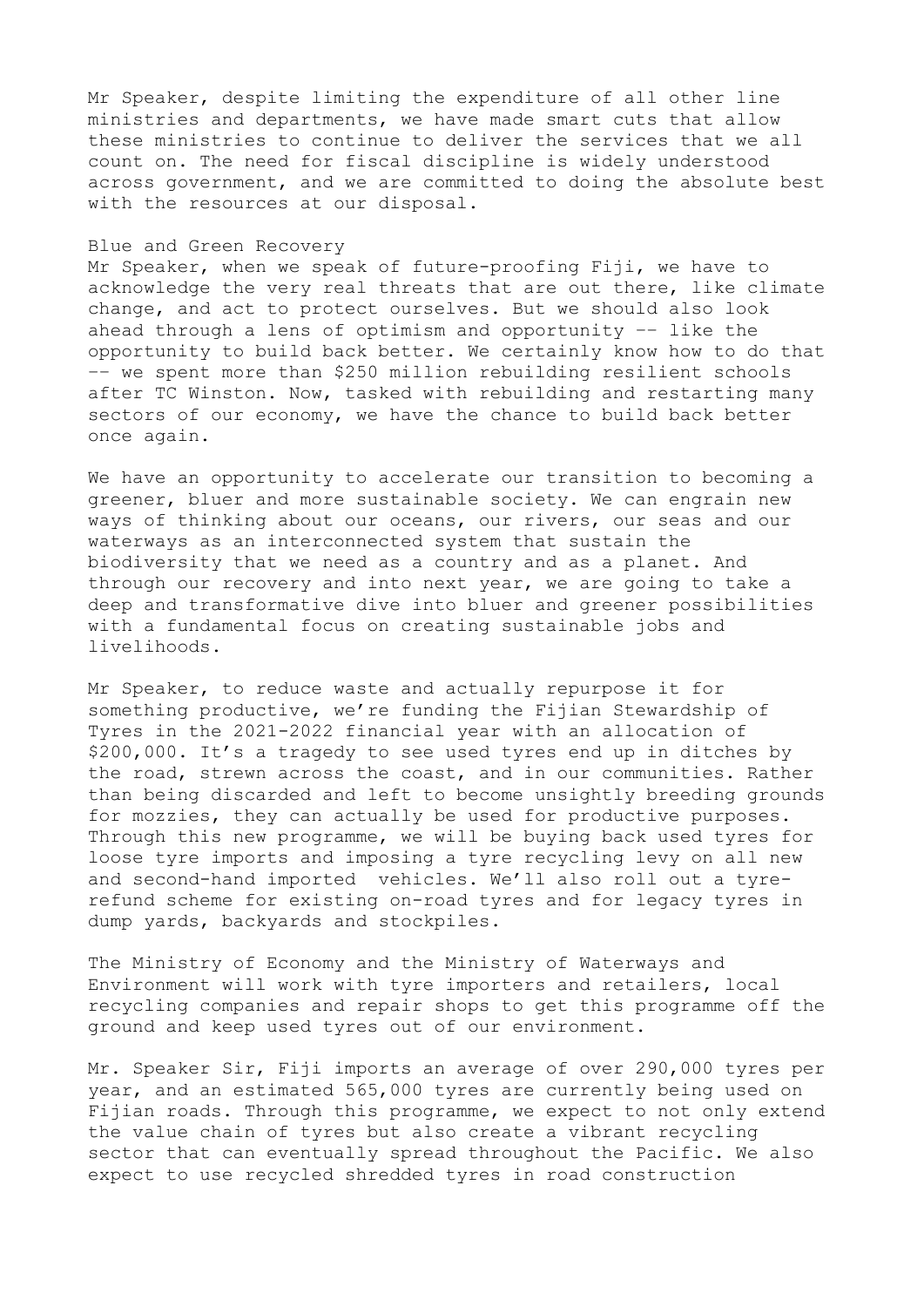Mr Speaker, despite limiting the expenditure of all other line ministries and departments, we have made smart cuts that allow these ministries to continue to deliver the services that we all count on. The need for fiscal discipline is widely understood across government, and we are committed to doing the absolute best with the resources at our disposal.

## Blue and Green Recovery

Mr Speaker, when we speak of future-proofing Fiji, we have to acknowledge the very real threats that are out there, like climate change, and act to protect ourselves. But we should also look ahead through a lens of optimism and opportunity –– like the opportunity to build back better. We certainly know how to do that –– we spent more than $250 million rebuilding resilient schools after TC Winston. Now, tasked with rebuilding and restarting many sectors of our economy, we have the chance to build back better once again.

We have an opportunity to accelerate our transition to becoming a greener, bluer and more sustainable society. We can engrain new ways of thinking about our oceans, our rivers, our seas and our waterways as an interconnected system that sustain the biodiversity that we need as a country and as a planet. And through our recovery and into next year, we are going to take a deep and transformative dive into bluer and greener possibilities with a fundamental focus on creating sustainable jobs and livelihoods.

Mr Speaker, to reduce waste and actually repurpose it for something productive, we're funding the Fijian Stewardship of Tyres in the 2021-2022 financial year with an allocation of $200,000. It's a tragedy to see used tyres end up in ditches by the road, strewn across the coast, and in our communities. Rather than being discarded and left to become unsightly breeding grounds for mozzies, they can actually be used for productive purposes. Through this new programme, we will be buying back used tyres for loose tyre imports and imposing a tyre recycling levy on all new and second-hand imported vehicles. We'll also roll out a tyre-refund scheme for existing on-road tyres and for legacy tyres in dump yards, backyards and stockpiles.

The Ministry of Economy and the Ministry of Waterways and Environment will work with tyre importers and retailers, local recycling companies and repair shops to get this programme off the ground and keep used tyres out of our environment.

Mr. Speaker Sir, Fiji imports an average of over 290,000 tyres per year, and an estimated 565,000 tyres are currently being used on Fijian roads. Through this programme, we expect to not only extend the value chain of tyres but also create a vibrant recycling sector that can eventually spread throughout the Pacific. We also expect to use recycled shredded tyres in road construction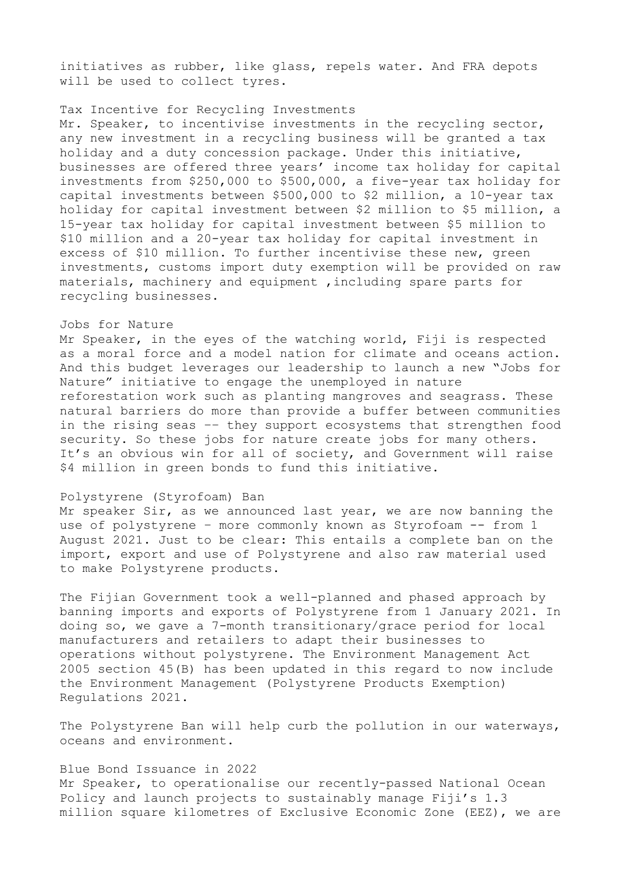initiatives as rubber, like glass, repels water. And FRA depots will be used to collect tyres.

## Tax Incentive for Recycling Investments

Mr. Speaker, to incentivise investments in the recycling sector, any new investment in a recycling business will be granted a tax holiday and a duty concession package. Under this initiative, businesses are offered three years' income tax holiday for capital investments from $250,000 to $500,000, a five-year tax holiday for capital investments between $500,000 to $2 million, a 10-year tax holiday for capital investment between $2 million to $5 million, a 15-year tax holiday for capital investment between $5 million to $10 million and a 20-year tax holiday for capital investment in excess of $10 million. To further incentivise these new, green investments, customs import duty exemption will be provided on raw materials, machinery and equipment ,including spare parts for recycling businesses.

## Jobs for Nature

Mr Speaker, in the eyes of the watching world, Fiji is respected as a moral force and a model nation for climate and oceans action. And this budget leverages our leadership to launch a new "Jobs for Nature" initiative to engage the unemployed in nature reforestation work such as planting mangroves and seagrass. These natural barriers do more than provide a buffer between communities in the rising seas –- they support ecosystems that strengthen food security. So these jobs for nature create jobs for many others. It's an obvious win for all of society, and Government will raise $4 million in green bonds to fund this initiative.

## Polystyrene (Styrofoam) Ban

Mr speaker Sir, as we announced last year, we are now banning the use of polystyrene – more commonly known as Styrofoam -- from 1 August 2021. Just to be clear: This entails a complete ban on the import, export and use of Polystyrene and also raw material used to make Polystyrene products.

The Fijian Government took a well-planned and phased approach by banning imports and exports of Polystyrene from 1 January 2021. In doing so, we gave a 7-month transitionary/grace period for local manufacturers and retailers to adapt their businesses to operations without polystyrene. The Environment Management Act 2005 section 45(B) has been updated in this regard to now include the Environment Management (Polystyrene Products Exemption) Regulations 2021.

The Polystyrene Ban will help curb the pollution in our waterways, oceans and environment.

## Blue Bond Issuance in 2022

Mr Speaker, to operationalise our recently-passed National Ocean Policy and launch projects to sustainably manage Fiji's 1.3 million square kilometres of Exclusive Economic Zone (EEZ), we are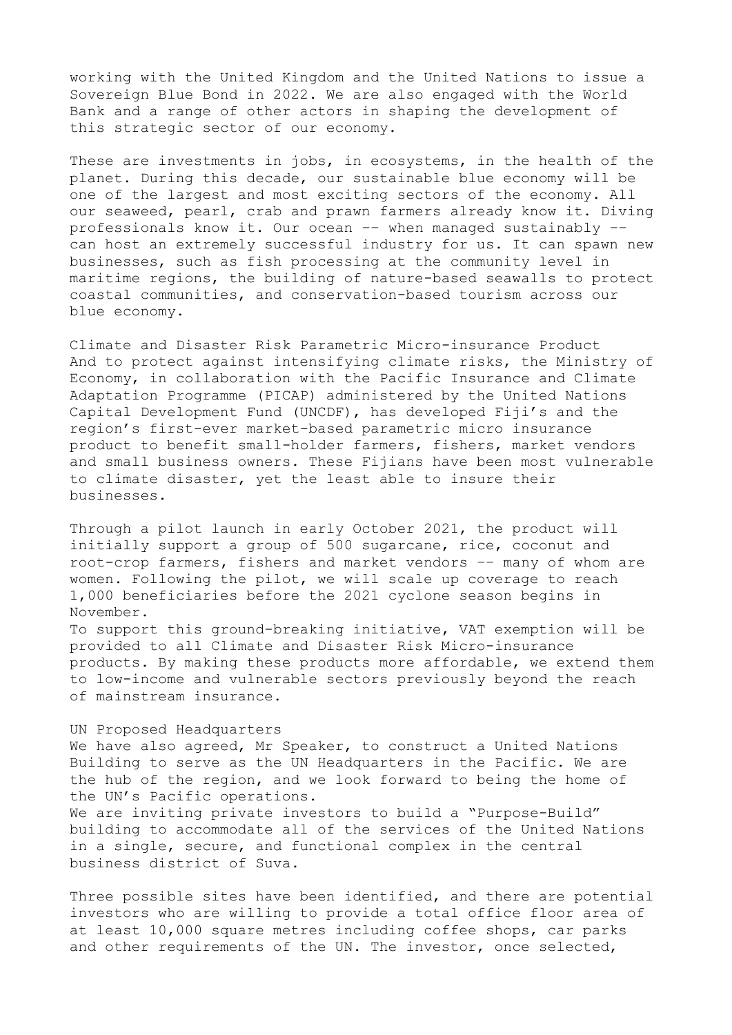working with the United Kingdom and the United Nations to issue a Sovereign Blue Bond in 2022. We are also engaged with the World Bank and a range of other actors in shaping the development of this strategic sector of our economy.

These are investments in jobs, in ecosystems, in the health of the planet. During this decade, our sustainable blue economy will be one of the largest and most exciting sectors of the economy. All our seaweed, pearl, crab and prawn farmers already know it. Diving professionals know it. Our ocean -- when managed sustainably -- can host an extremely successful industry for us. It can spawn new businesses, such as fish processing at the community level in maritime regions, the building of nature-based seawalls to protect coastal communities, and conservation-based tourism across our blue economy.

## Climate and Disaster Risk Parametric Micro-insurance Product

And to protect against intensifying climate risks, the Ministry of Economy, in collaboration with the Pacific Insurance and Climate Adaptation Programme (PICAP) administered by the United Nations Capital Development Fund (UNCDF), has developed Fiji's and the region's first-ever market-based parametric micro insurance product to benefit small-holder farmers, fishers, market vendors and small business owners. These Fijians have been most vulnerable to climate disaster, yet the least able to insure their businesses.

Through a pilot launch in early October 2021, the product will initially support a group of 500 sugarcane, rice, coconut and root-crop farmers, fishers and market vendors -- many of whom are women. Following the pilot, we will scale up coverage to reach 1,000 beneficiaries before the 2021 cyclone season begins in November.

To support this ground-breaking initiative, VAT exemption will be provided to all Climate and Disaster Risk Micro-insurance products. By making these products more affordable, we extend them to low-income and vulnerable sectors previously beyond the reach of mainstream insurance.

## UN Proposed Headquarters

We have also agreed, Mr Speaker, to construct a United Nations Building to serve as the UN Headquarters in the Pacific. We are the hub of the region, and we look forward to being the home of the UN's Pacific operations.

We are inviting private investors to build a "Purpose-Build" building to accommodate all of the services of the United Nations in a single, secure, and functional complex in the central business district of Suva.

Three possible sites have been identified, and there are potential investors who are willing to provide a total office floor area of at least 10,000 square metres including coffee shops, car parks and other requirements of the UN. The investor, once selected,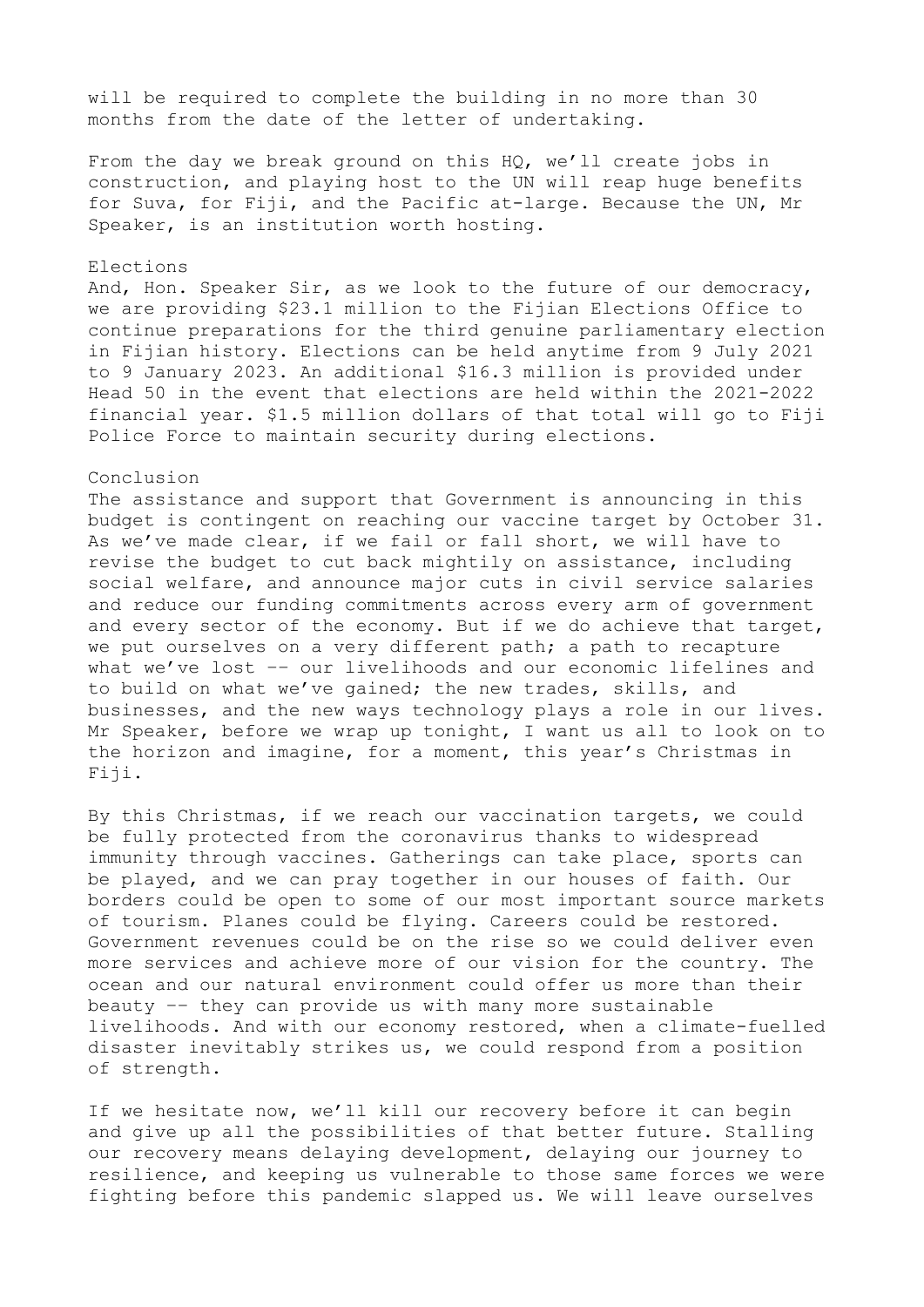will be required to complete the building in no more than 30 months from the date of the letter of undertaking.

From the day we break ground on this HQ, we'll create jobs in construction, and playing host to the UN will reap huge benefits for Suva, for Fiji, and the Pacific at-large. Because the UN, Mr Speaker, is an institution worth hosting.

## Elections

And, Hon. Speaker Sir, as we look to the future of our democracy, we are providing $23.1 million to the Fijian Elections Office to continue preparations for the third genuine parliamentary election in Fijian history. Elections can be held anytime from 9 July 2021 to 9 January 2023. An additional $16.3 million is provided under Head 50 in the event that elections are held within the 2021-2022 financial year. $1.5 million dollars of that total will go to Fiji Police Force to maintain security during elections.

## Conclusion

The assistance and support that Government is announcing in this budget is contingent on reaching our vaccine target by October 31. As we've made clear, if we fail or fall short, we will have to revise the budget to cut back mightily on assistance, including social welfare, and announce major cuts in civil service salaries and reduce our funding commitments across every arm of government and every sector of the economy. But if we do achieve that target, we put ourselves on a very different path; a path to recapture what we've lost -- our livelihoods and our economic lifelines and to build on what we've gained; the new trades, skills, and businesses, and the new ways technology plays a role in our lives. Mr Speaker, before we wrap up tonight, I want us all to look on to the horizon and imagine, for a moment, this year's Christmas in Fiji.

By this Christmas, if we reach our vaccination targets, we could be fully protected from the coronavirus thanks to widespread immunity through vaccines. Gatherings can take place, sports can be played, and we can pray together in our houses of faith. Our borders could be open to some of our most important source markets of tourism. Planes could be flying. Careers could be restored. Government revenues could be on the rise so we could deliver even more services and achieve more of our vision for the country. The ocean and our natural environment could offer us more than their beauty -- they can provide us with many more sustainable livelihoods. And with our economy restored, when a climate-fuelled disaster inevitably strikes us, we could respond from a position of strength.

If we hesitate now, we'll kill our recovery before it can begin and give up all the possibilities of that better future. Stalling our recovery means delaying development, delaying our journey to resilience, and keeping us vulnerable to those same forces we were fighting before this pandemic slapped us. We will leave ourselves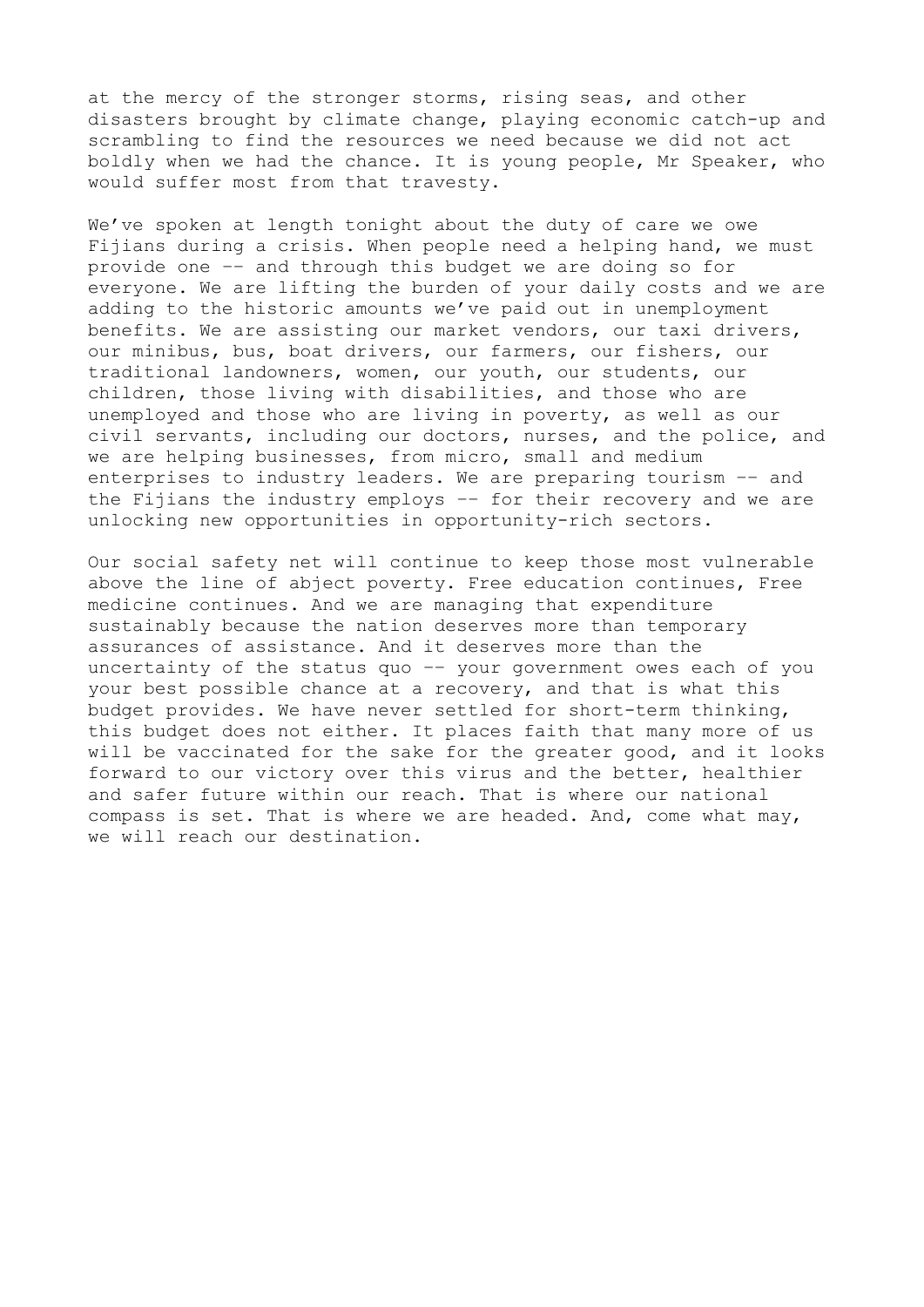at the mercy of the stronger storms, rising seas, and other disasters brought by climate change, playing economic catch-up and scrambling to find the resources we need because we did not act boldly when we had the chance. It is young people, Mr Speaker, who would suffer most from that travesty.

We've spoken at length tonight about the duty of care we owe Fijians during a crisis. When people need a helping hand, we must provide one -- and through this budget we are doing so for everyone. We are lifting the burden of your daily costs and we are adding to the historic amounts we've paid out in unemployment benefits. We are assisting our market vendors, our taxi drivers, our minibus, bus, boat drivers, our farmers, our fishers, our traditional landowners, women, our youth, our students, our children, those living with disabilities, and those who are unemployed and those who are living in poverty, as well as our civil servants, including our doctors, nurses, and the police, and we are helping businesses, from micro, small and medium enterprises to industry leaders. We are preparing tourism -- and the Fijians the industry employs -- for their recovery and we are unlocking new opportunities in opportunity-rich sectors.

Our social safety net will continue to keep those most vulnerable above the line of abject poverty. Free education continues, Free medicine continues. And we are managing that expenditure sustainably because the nation deserves more than temporary assurances of assistance. And it deserves more than the uncertainty of the status quo -- your government owes each of you your best possible chance at a recovery, and that is what this budget provides. We have never settled for short-term thinking, this budget does not either. It places faith that many more of us will be vaccinated for the sake for the greater good, and it looks forward to our victory over this virus and the better, healthier and safer future within our reach. That is where our national compass is set. That is where we are headed. And, come what may, we will reach our destination.